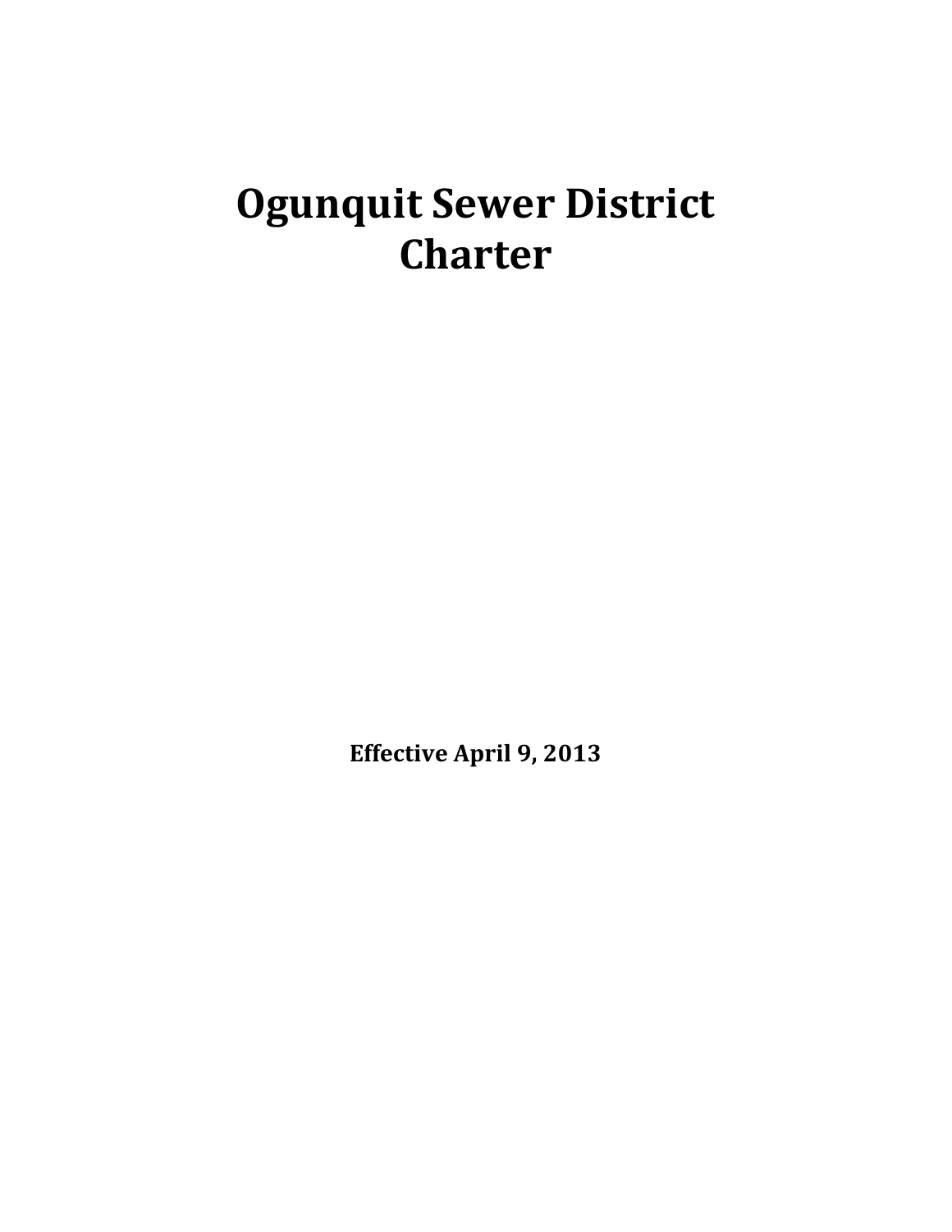# Ogunquit Sewer District Charter

**Effective April 9, 2013**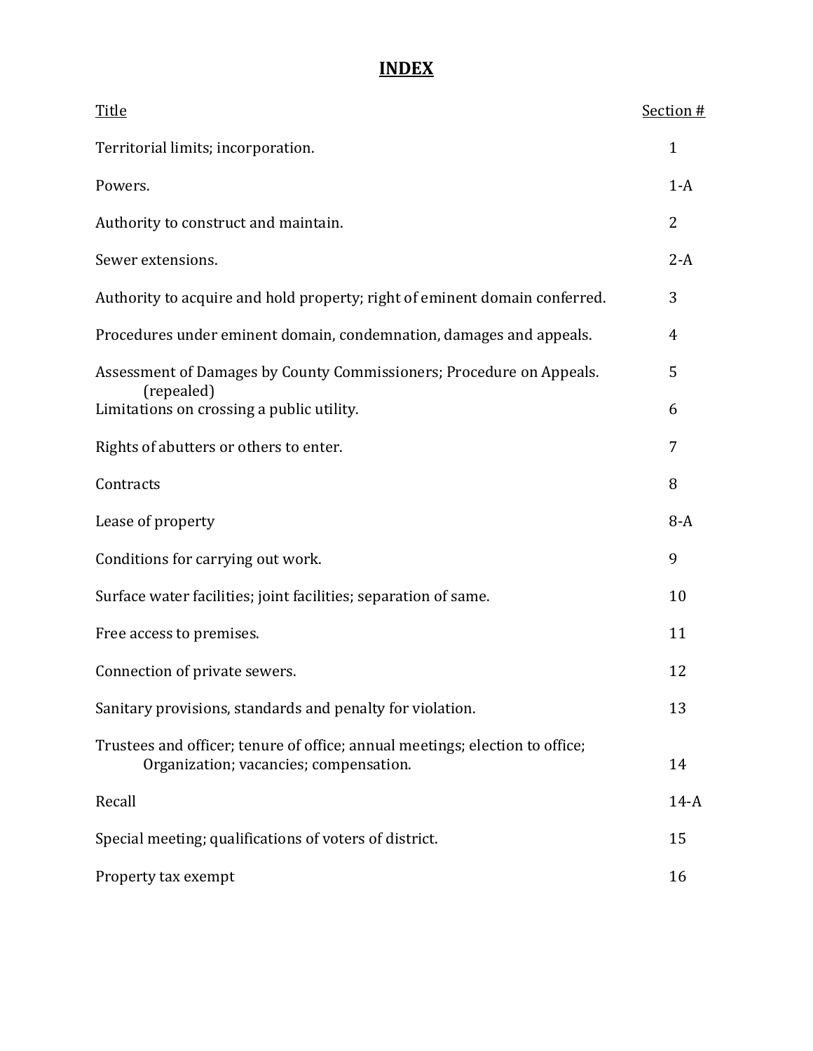# INDEX

| Title | Section # |
|---|---|
| Territorial limits; incorporation. | 1 |
| Powers. | 1-A |
| Authority to construct and maintain. | 2 |
| Sewer extensions. | 2-A |
| Authority to acquire and hold property; right of eminent domain conferred. | 3 |
| Procedures under eminent domain, condemnation, damages and appeals. | 4 |
| Assessment of Damages by County Commissioners; Procedure on Appeals. (repealed) | 5 |
| Limitations on crossing a public utility. | 6 |
| Rights of abutters or others to enter. | 7 |
| Contracts | 8 |
| Lease of property | 8-A |
| Conditions for carrying out work. | 9 |
| Surface water facilities; joint facilities; separation of same. | 10 |
| Free access to premises. | 11 |
| Connection of private sewers. | 12 |
| Sanitary provisions, standards and penalty for violation. | 13 |
| Trustees and officer; tenure of office; annual meetings; election to office; Organization; vacancies; compensation. | 14 |
| Recall | 14-A |
| Special meeting; qualifications of voters of district. | 15 |
| Property tax exempt | 16 |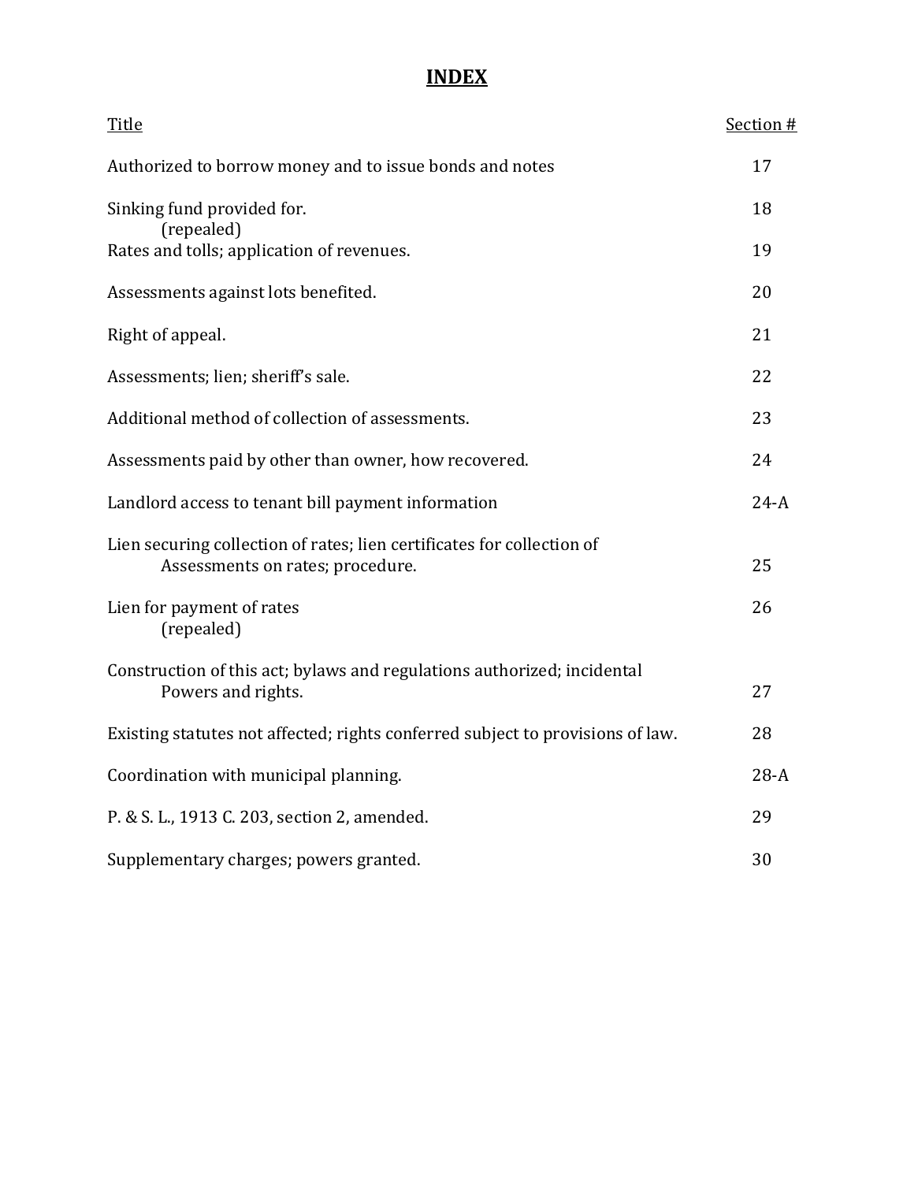# INDEX

| Title | Section # |
|---|---|
| Authorized to borrow money and to issue bonds and notes | 17 |
| Sinking fund provided for. (repealed) | 18 |
| Rates and tolls; application of revenues. | 19 |
| Assessments against lots benefited. | 20 |
| Right of appeal. | 21 |
| Assessments; lien; sheriff's sale. | 22 |
| Additional method of collection of assessments. | 23 |
| Assessments paid by other than owner, how recovered. | 24 |
| Landlord access to tenant bill payment information | 24-A |
| Lien securing collection of rates; lien certificates for collection of Assessments on rates; procedure. | 25 |
| Lien for payment of rates (repealed) | 26 |
| Construction of this act; bylaws and regulations authorized; incidental Powers and rights. | 27 |
| Existing statutes not affected; rights conferred subject to provisions of law. | 28 |
| Coordination with municipal planning. | 28-A |
| P. & S. L., 1913 C. 203, section 2, amended. | 29 |
| Supplementary charges; powers granted. | 30 |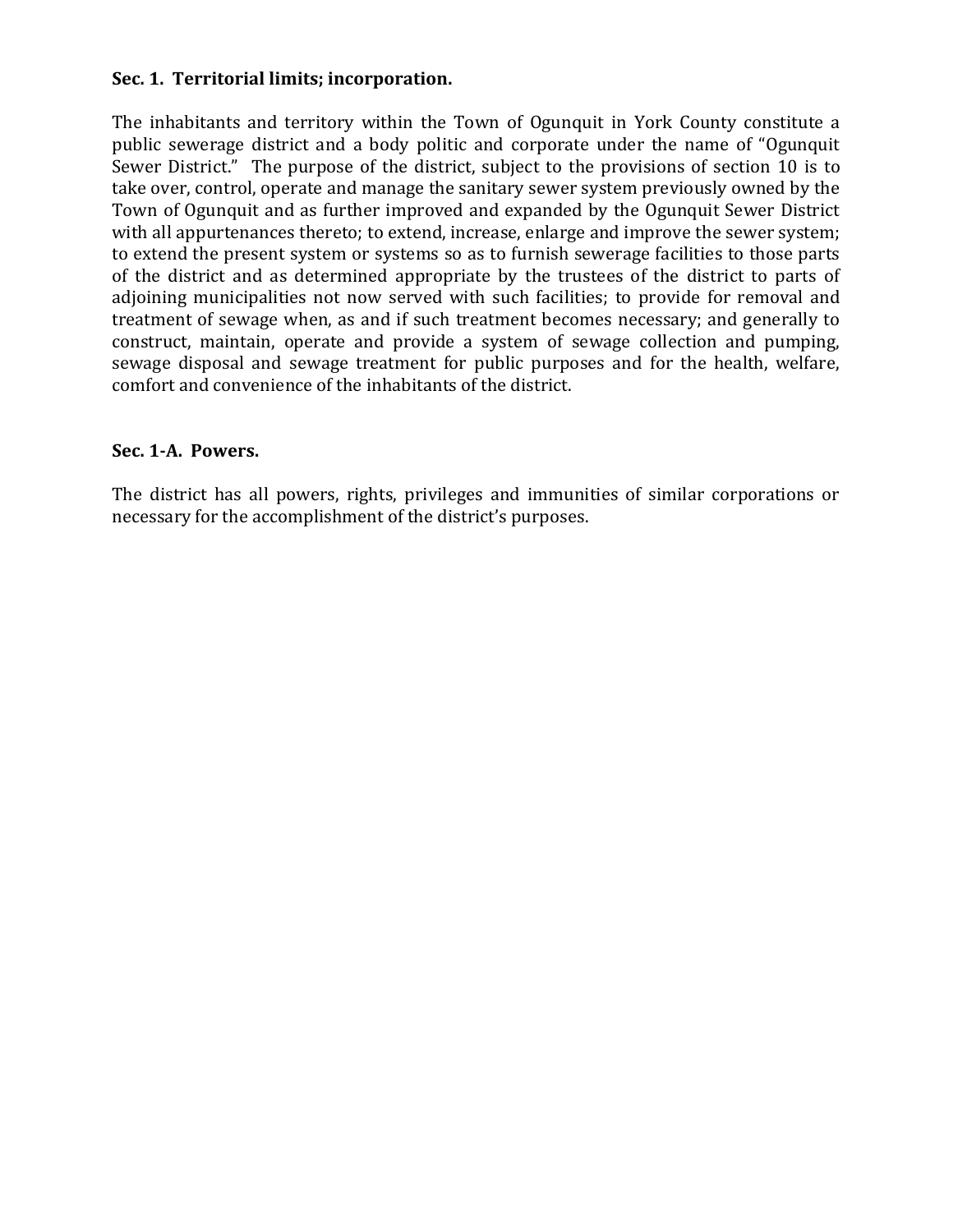**Sec. 1. Territorial limits; incorporation.**

The inhabitants and territory within the Town of Ogunquit in York County constitute a public sewerage district and a body politic and corporate under the name of "Ogunquit Sewer District." The purpose of the district, subject to the provisions of section 10 is to take over, control, operate and manage the sanitary sewer system previously owned by the Town of Ogunquit and as further improved and expanded by the Ogunquit Sewer District with all appurtenances thereto; to extend, increase, enlarge and improve the sewer system; to extend the present system or systems so as to furnish sewerage facilities to those parts of the district and as determined appropriate by the trustees of the district to parts of adjoining municipalities not now served with such facilities; to provide for removal and treatment of sewage when, as and if such treatment becomes necessary; and generally to construct, maintain, operate and provide a system of sewage collection and pumping, sewage disposal and sewage treatment for public purposes and for the health, welfare, comfort and convenience of the inhabitants of the district.

**Sec. 1-A. Powers.**

The district has all powers, rights, privileges and immunities of similar corporations or necessary for the accomplishment of the district's purposes.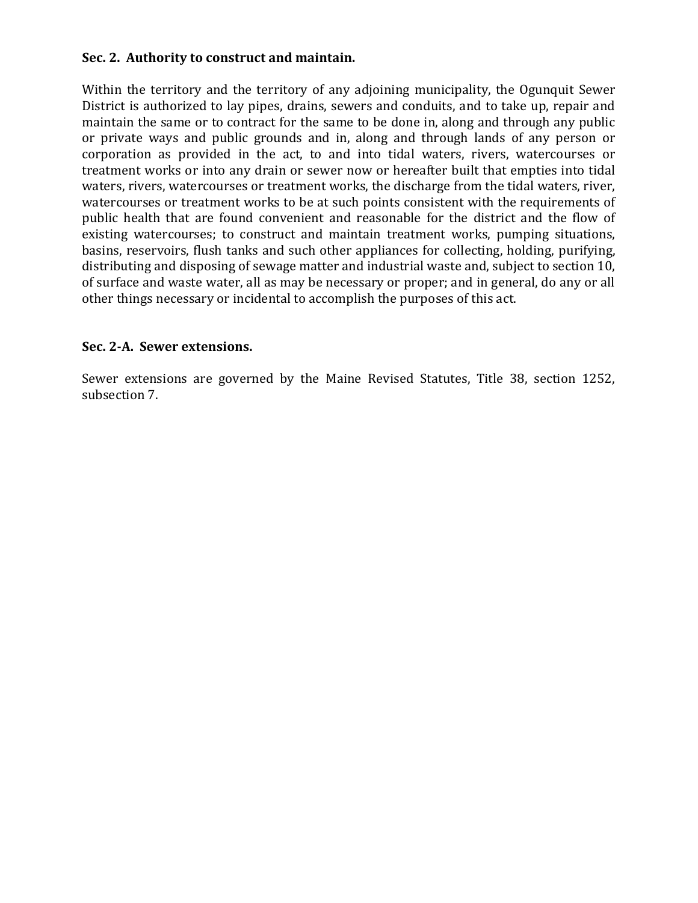**Sec. 2. Authority to construct and maintain.**

Within the territory and the territory of any adjoining municipality, the Ogunquit Sewer District is authorized to lay pipes, drains, sewers and conduits, and to take up, repair and maintain the same or to contract for the same to be done in, along and through any public or private ways and public grounds and in, along and through lands of any person or corporation as provided in the act, to and into tidal waters, rivers, watercourses or treatment works or into any drain or sewer now or hereafter built that empties into tidal waters, rivers, watercourses or treatment works, the discharge from the tidal waters, river, watercourses or treatment works to be at such points consistent with the requirements of public health that are found convenient and reasonable for the district and the flow of existing watercourses; to construct and maintain treatment works, pumping situations, basins, reservoirs, flush tanks and such other appliances for collecting, holding, purifying, distributing and disposing of sewage matter and industrial waste and, subject to section 10, of surface and waste water, all as may be necessary or proper; and in general, do any or all other things necessary or incidental to accomplish the purposes of this act.

**Sec. 2-A. Sewer extensions.**

Sewer extensions are governed by the Maine Revised Statutes, Title 38, section 1252, subsection 7.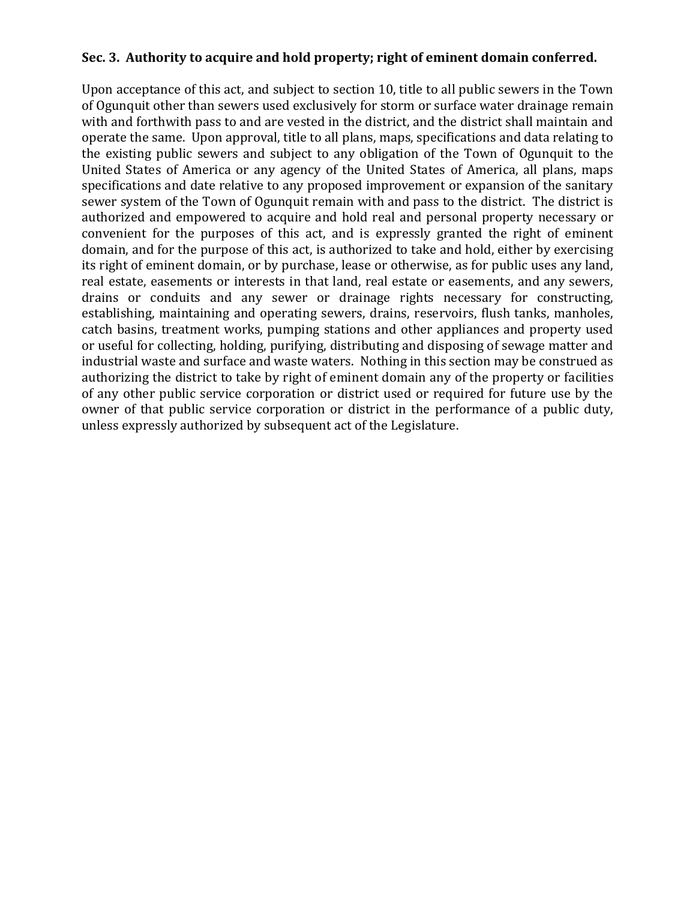**Sec. 3. Authority to acquire and hold property; right of eminent domain conferred.**

Upon acceptance of this act, and subject to section 10, title to all public sewers in the Town of Ogunquit other than sewers used exclusively for storm or surface water drainage remain with and forthwith pass to and are vested in the district, and the district shall maintain and operate the same. Upon approval, title to all plans, maps, specifications and data relating to the existing public sewers and subject to any obligation of the Town of Ogunquit to the United States of America or any agency of the United States of America, all plans, maps specifications and date relative to any proposed improvement or expansion of the sanitary sewer system of the Town of Ogunquit remain with and pass to the district. The district is authorized and empowered to acquire and hold real and personal property necessary or convenient for the purposes of this act, and is expressly granted the right of eminent domain, and for the purpose of this act, is authorized to take and hold, either by exercising its right of eminent domain, or by purchase, lease or otherwise, as for public uses any land, real estate, easements or interests in that land, real estate or easements, and any sewers, drains or conduits and any sewer or drainage rights necessary for constructing, establishing, maintaining and operating sewers, drains, reservoirs, flush tanks, manholes, catch basins, treatment works, pumping stations and other appliances and property used or useful for collecting, holding, purifying, distributing and disposing of sewage matter and industrial waste and surface and waste waters. Nothing in this section may be construed as authorizing the district to take by right of eminent domain any of the property or facilities of any other public service corporation or district used or required for future use by the owner of that public service corporation or district in the performance of a public duty, unless expressly authorized by subsequent act of the Legislature.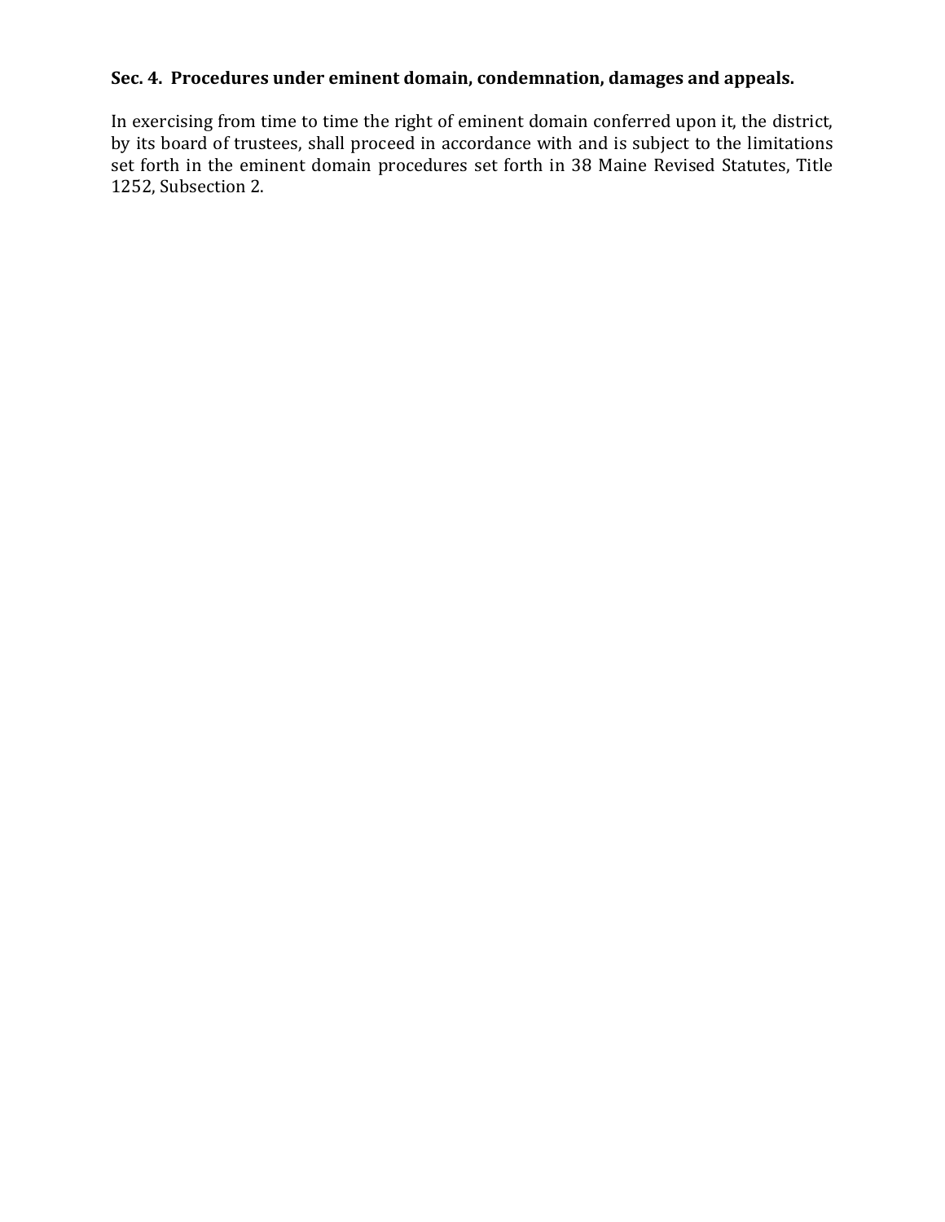**Sec. 4. Procedures under eminent domain, condemnation, damages and appeals.**

In exercising from time to time the right of eminent domain conferred upon it, the district, by its board of trustees, shall proceed in accordance with and is subject to the limitations set forth in the eminent domain procedures set forth in 38 Maine Revised Statutes, Title 1252, Subsection 2.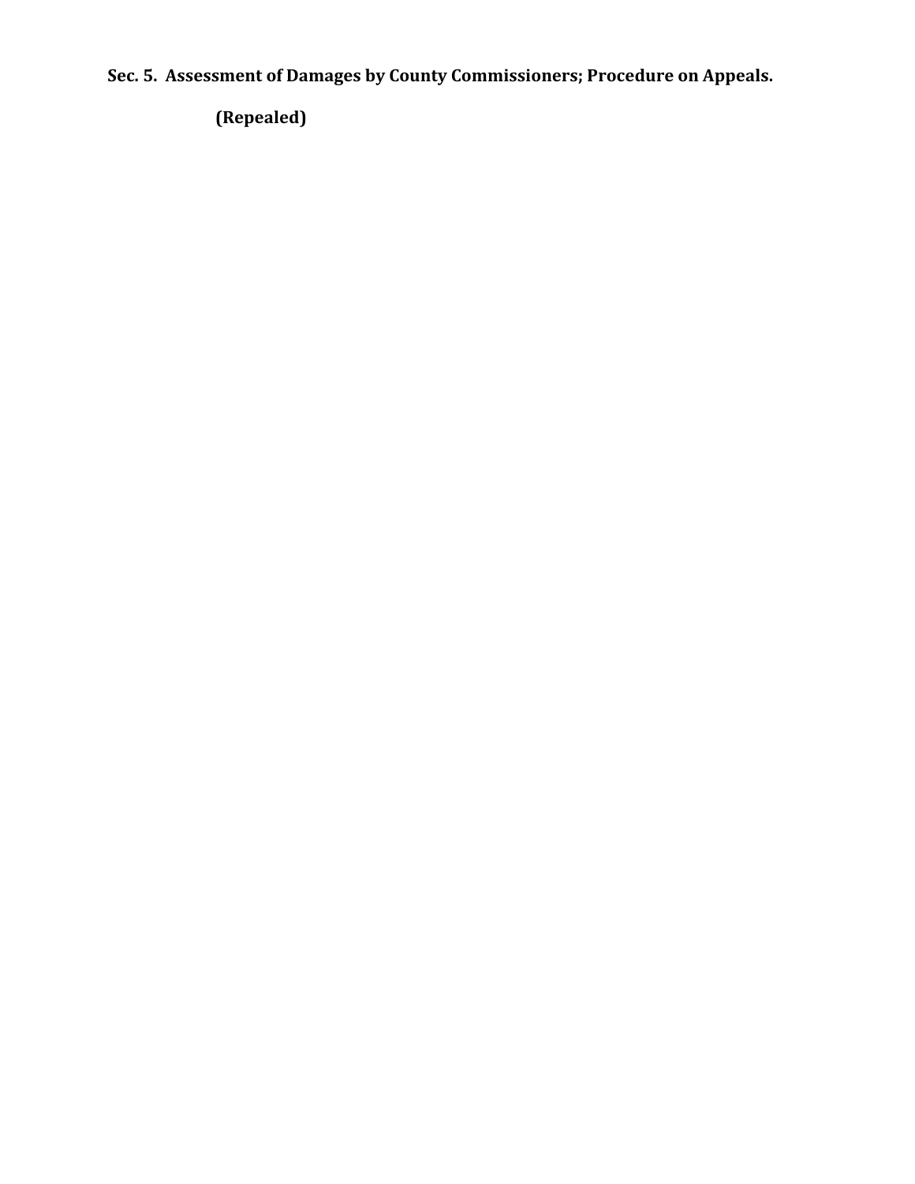**Sec. 5. Assessment of Damages by County Commissioners; Procedure on Appeals.**

**(Repealed)**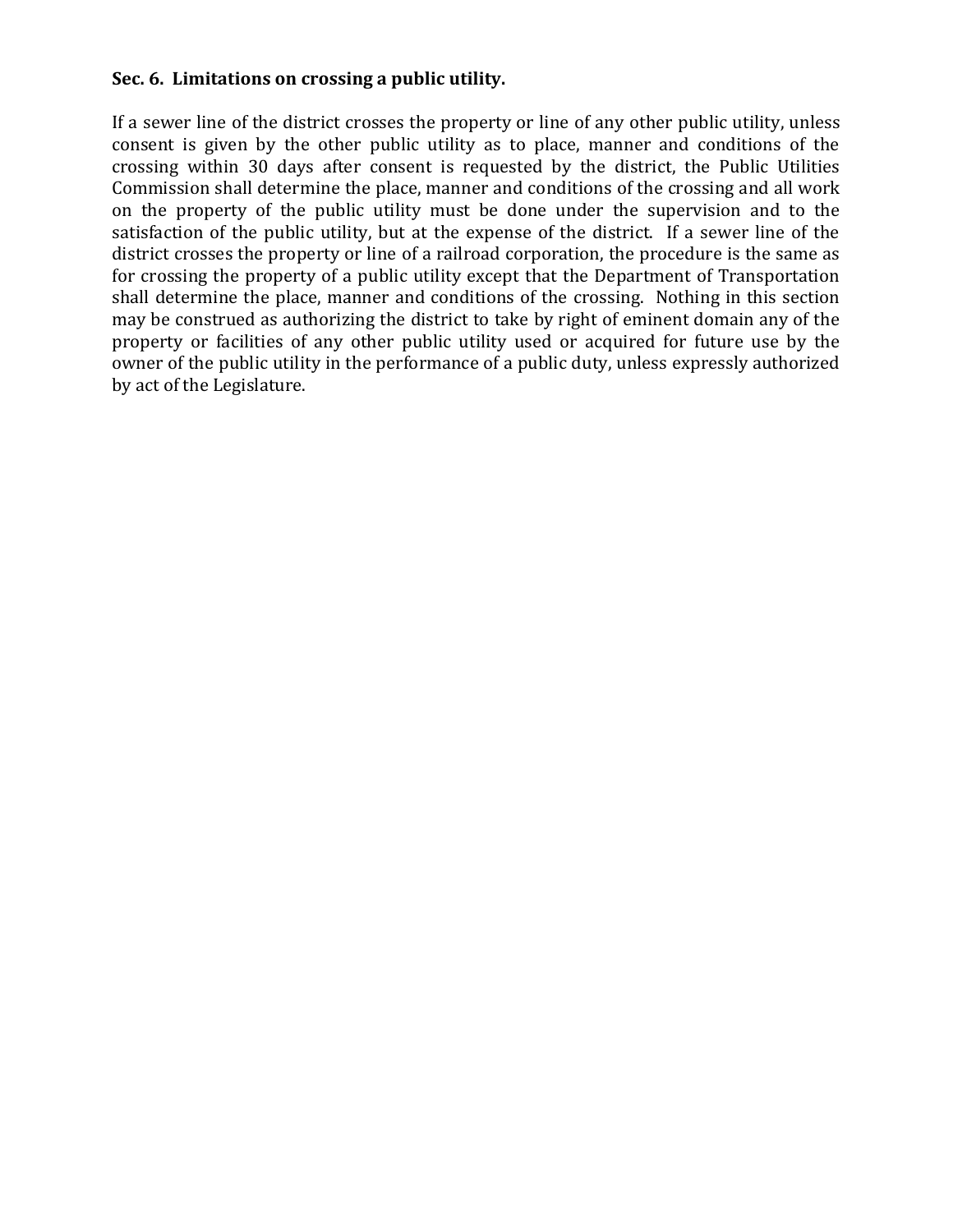**Sec. 6. Limitations on crossing a public utility.**

If a sewer line of the district crosses the property or line of any other public utility, unless consent is given by the other public utility as to place, manner and conditions of the crossing within 30 days after consent is requested by the district, the Public Utilities Commission shall determine the place, manner and conditions of the crossing and all work on the property of the public utility must be done under the supervision and to the satisfaction of the public utility, but at the expense of the district. If a sewer line of the district crosses the property or line of a railroad corporation, the procedure is the same as for crossing the property of a public utility except that the Department of Transportation shall determine the place, manner and conditions of the crossing. Nothing in this section may be construed as authorizing the district to take by right of eminent domain any of the property or facilities of any other public utility used or acquired for future use by the owner of the public utility in the performance of a public duty, unless expressly authorized by act of the Legislature.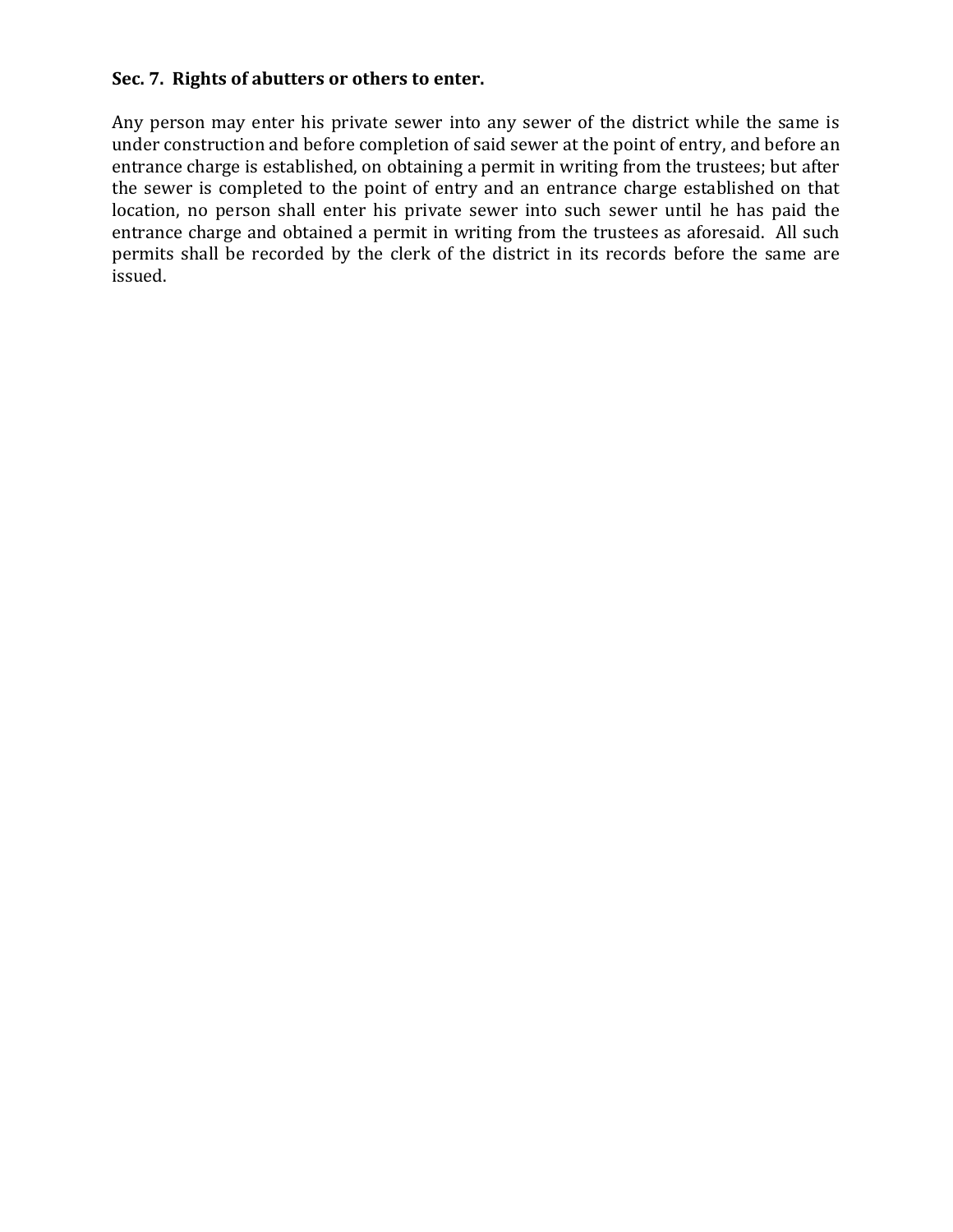**Sec. 7. Rights of abutters or others to enter.**

Any person may enter his private sewer into any sewer of the district while the same is under construction and before completion of said sewer at the point of entry, and before an entrance charge is established, on obtaining a permit in writing from the trustees; but after the sewer is completed to the point of entry and an entrance charge established on that location, no person shall enter his private sewer into such sewer until he has paid the entrance charge and obtained a permit in writing from the trustees as aforesaid. All such permits shall be recorded by the clerk of the district in its records before the same are issued.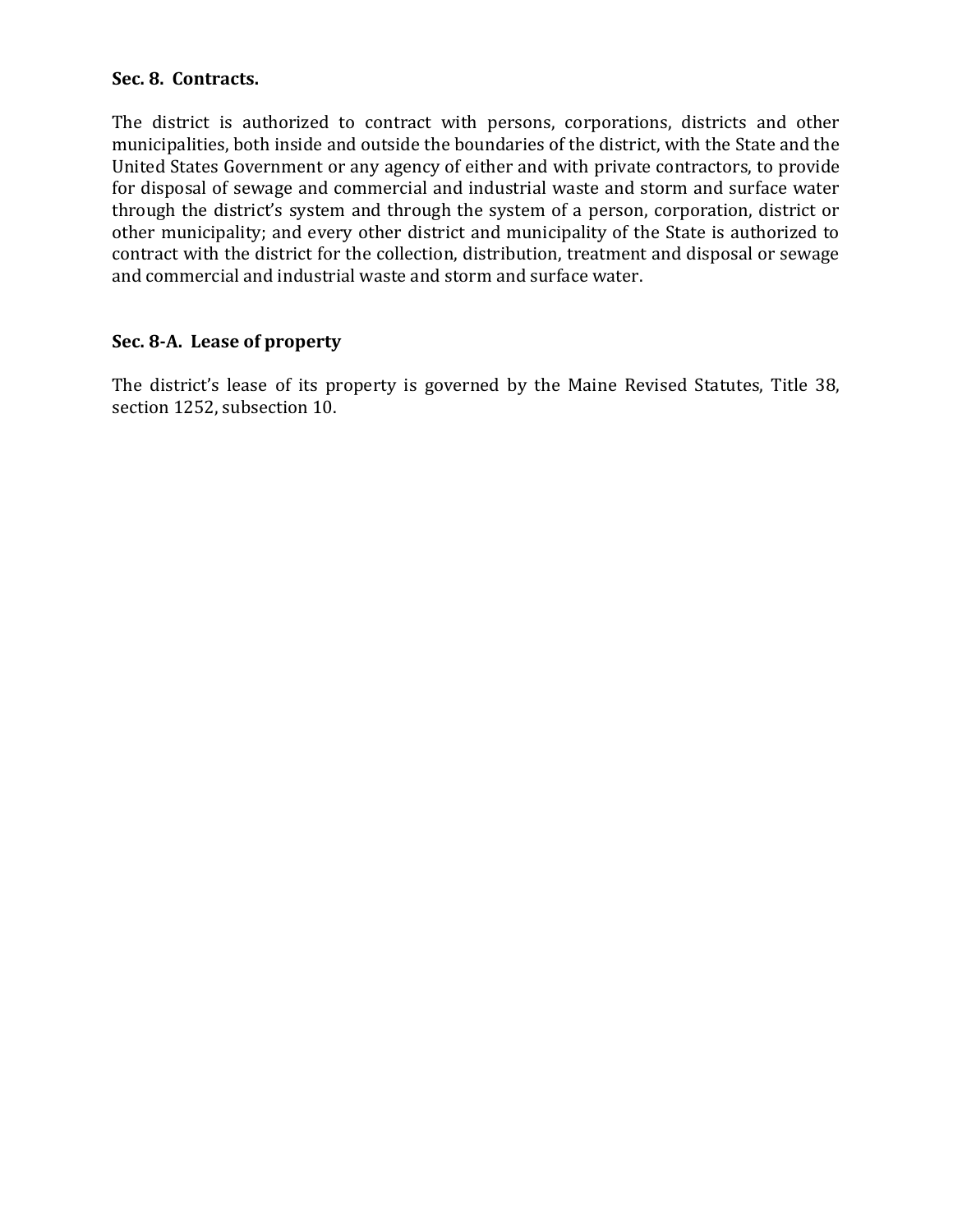**Sec. 8. Contracts.**

The district is authorized to contract with persons, corporations, districts and other municipalities, both inside and outside the boundaries of the district, with the State and the United States Government or any agency of either and with private contractors, to provide for disposal of sewage and commercial and industrial waste and storm and surface water through the district's system and through the system of a person, corporation, district or other municipality; and every other district and municipality of the State is authorized to contract with the district for the collection, distribution, treatment and disposal or sewage and commercial and industrial waste and storm and surface water.

**Sec. 8-A. Lease of property**

The district's lease of its property is governed by the Maine Revised Statutes, Title 38, section 1252, subsection 10.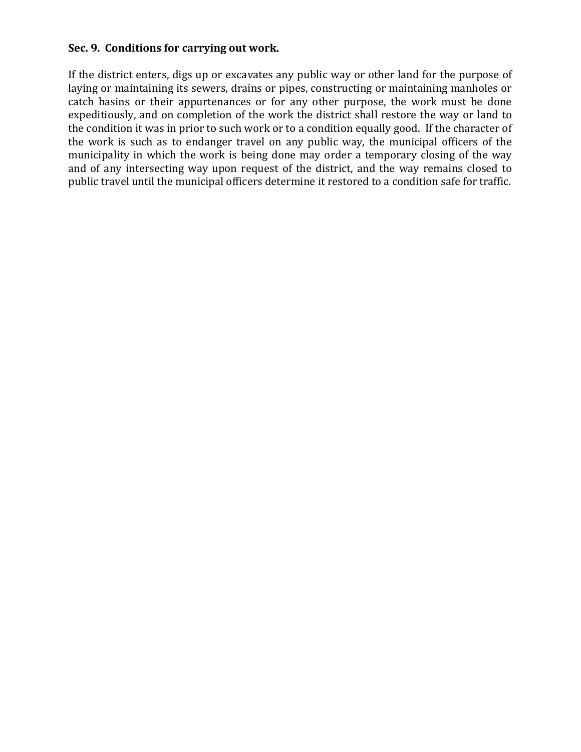**Sec. 9. Conditions for carrying out work.**

If the district enters, digs up or excavates any public way or other land for the purpose of laying or maintaining its sewers, drains or pipes, constructing or maintaining manholes or catch basins or their appurtenances or for any other purpose, the work must be done expeditiously, and on completion of the work the district shall restore the way or land to the condition it was in prior to such work or to a condition equally good. If the character of the work is such as to endanger travel on any public way, the municipal officers of the municipality in which the work is being done may order a temporary closing of the way and of any intersecting way upon request of the district, and the way remains closed to public travel until the municipal officers determine it restored to a condition safe for traffic.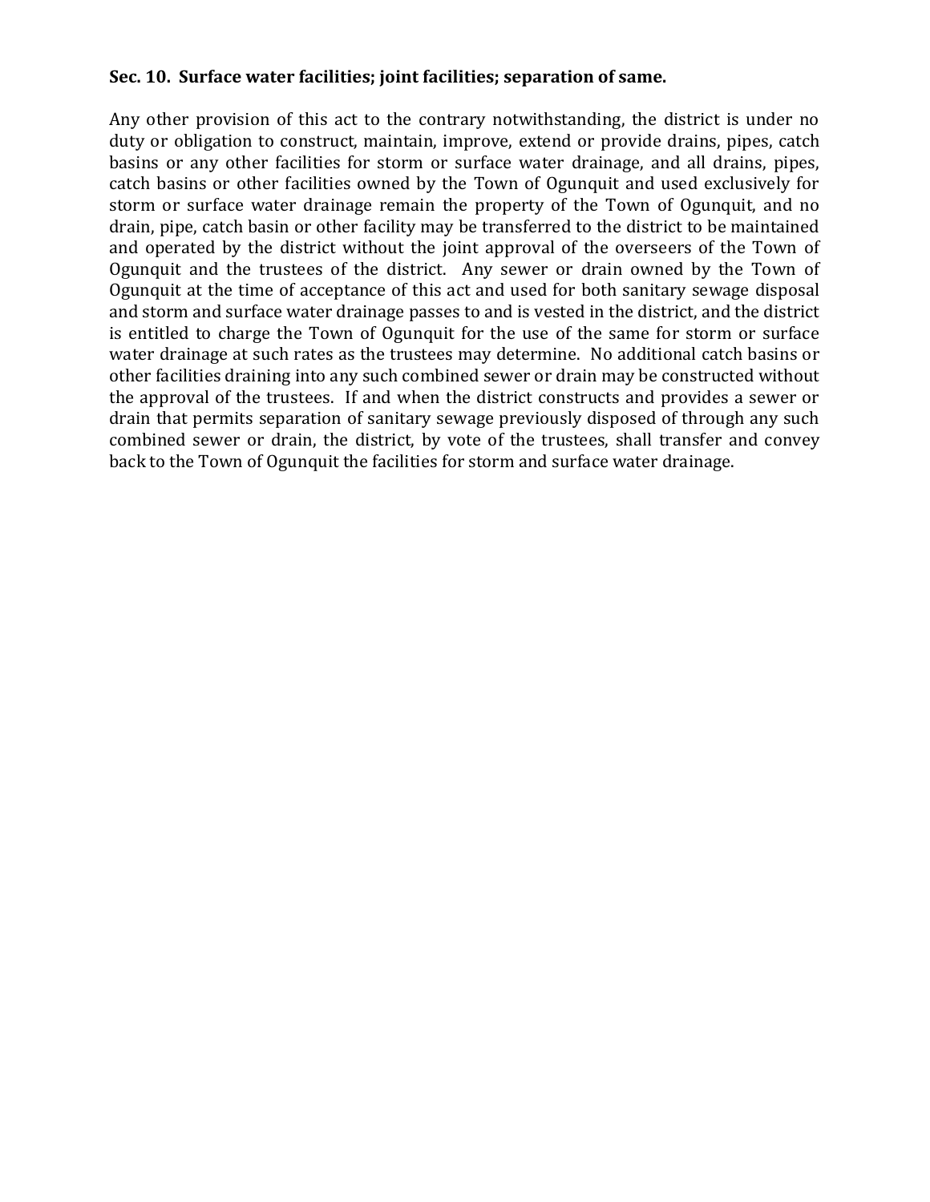**Sec. 10. Surface water facilities; joint facilities; separation of same.**

Any other provision of this act to the contrary notwithstanding, the district is under no duty or obligation to construct, maintain, improve, extend or provide drains, pipes, catch basins or any other facilities for storm or surface water drainage, and all drains, pipes, catch basins or other facilities owned by the Town of Ogunquit and used exclusively for storm or surface water drainage remain the property of the Town of Ogunquit, and no drain, pipe, catch basin or other facility may be transferred to the district to be maintained and operated by the district without the joint approval of the overseers of the Town of Ogunquit and the trustees of the district. Any sewer or drain owned by the Town of Ogunquit at the time of acceptance of this act and used for both sanitary sewage disposal and storm and surface water drainage passes to and is vested in the district, and the district is entitled to charge the Town of Ogunquit for the use of the same for storm or surface water drainage at such rates as the trustees may determine. No additional catch basins or other facilities draining into any such combined sewer or drain may be constructed without the approval of the trustees. If and when the district constructs and provides a sewer or drain that permits separation of sanitary sewage previously disposed of through any such combined sewer or drain, the district, by vote of the trustees, shall transfer and convey back to the Town of Ogunquit the facilities for storm and surface water drainage.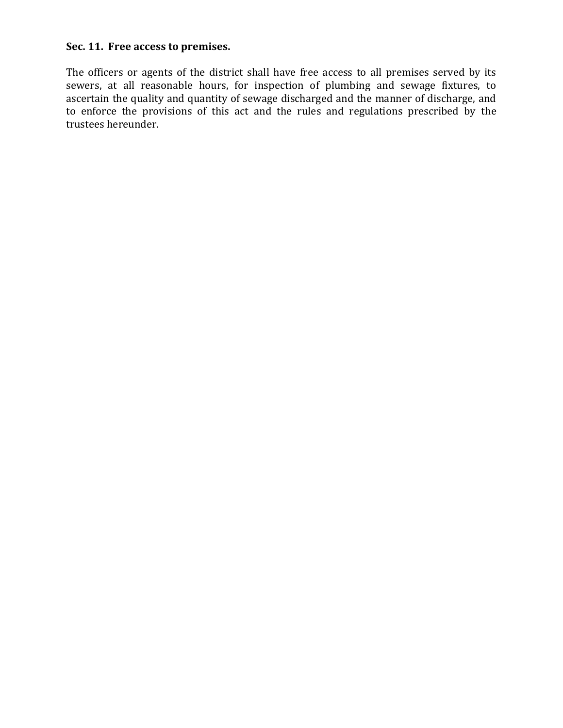**Sec. 11. Free access to premises.**

The officers or agents of the district shall have free access to all premises served by its sewers, at all reasonable hours, for inspection of plumbing and sewage fixtures, to ascertain the quality and quantity of sewage discharged and the manner of discharge, and to enforce the provisions of this act and the rules and regulations prescribed by the trustees hereunder.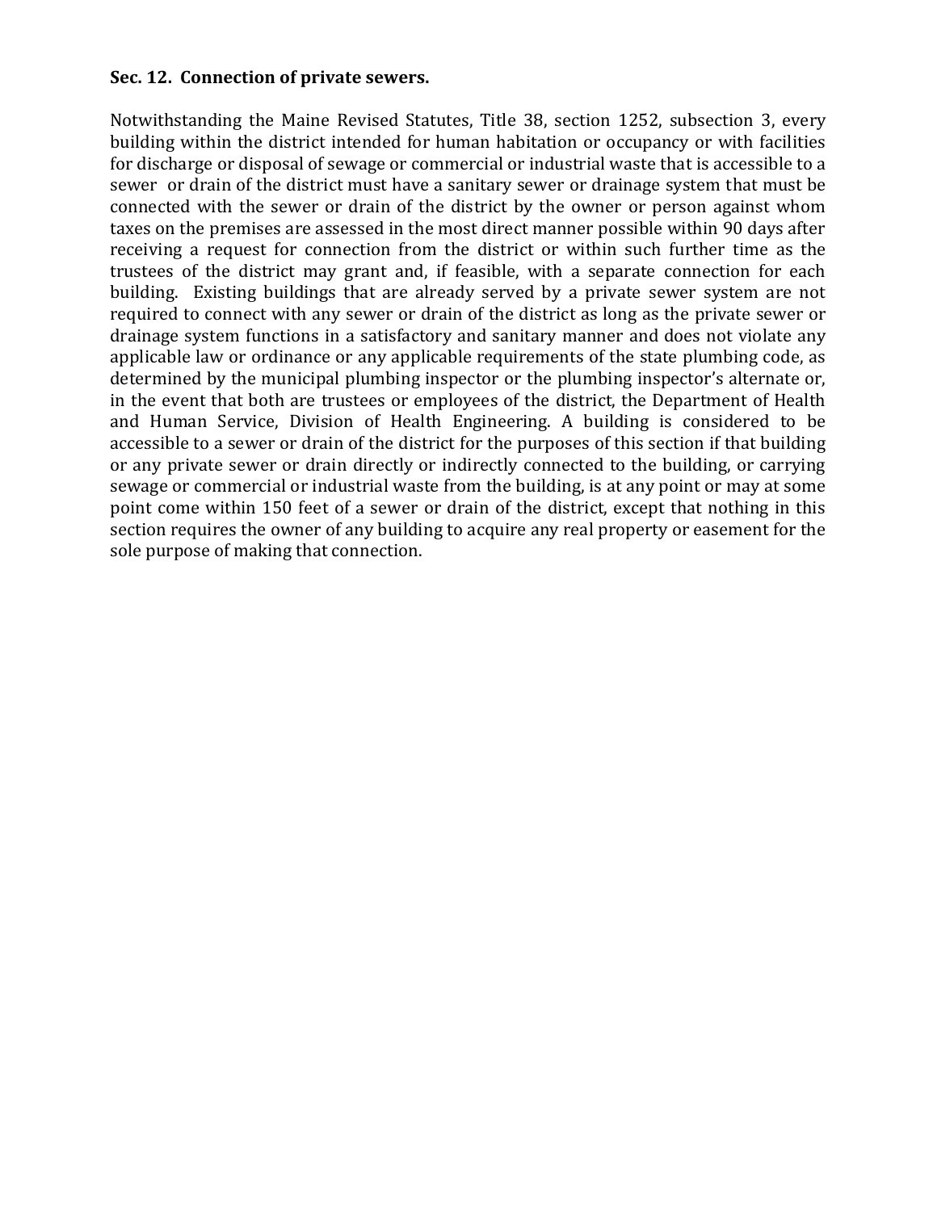**Sec. 12. Connection of private sewers.**

Notwithstanding the Maine Revised Statutes, Title 38, section 1252, subsection 3, every building within the district intended for human habitation or occupancy or with facilities for discharge or disposal of sewage or commercial or industrial waste that is accessible to a sewer or drain of the district must have a sanitary sewer or drainage system that must be connected with the sewer or drain of the district by the owner or person against whom taxes on the premises are assessed in the most direct manner possible within 90 days after receiving a request for connection from the district or within such further time as the trustees of the district may grant and, if feasible, with a separate connection for each building. Existing buildings that are already served by a private sewer system are not required to connect with any sewer or drain of the district as long as the private sewer or drainage system functions in a satisfactory and sanitary manner and does not violate any applicable law or ordinance or any applicable requirements of the state plumbing code, as determined by the municipal plumbing inspector or the plumbing inspector's alternate or, in the event that both are trustees or employees of the district, the Department of Health and Human Service, Division of Health Engineering. A building is considered to be accessible to a sewer or drain of the district for the purposes of this section if that building or any private sewer or drain directly or indirectly connected to the building, or carrying sewage or commercial or industrial waste from the building, is at any point or may at some point come within 150 feet of a sewer or drain of the district, except that nothing in this section requires the owner of any building to acquire any real property or easement for the sole purpose of making that connection.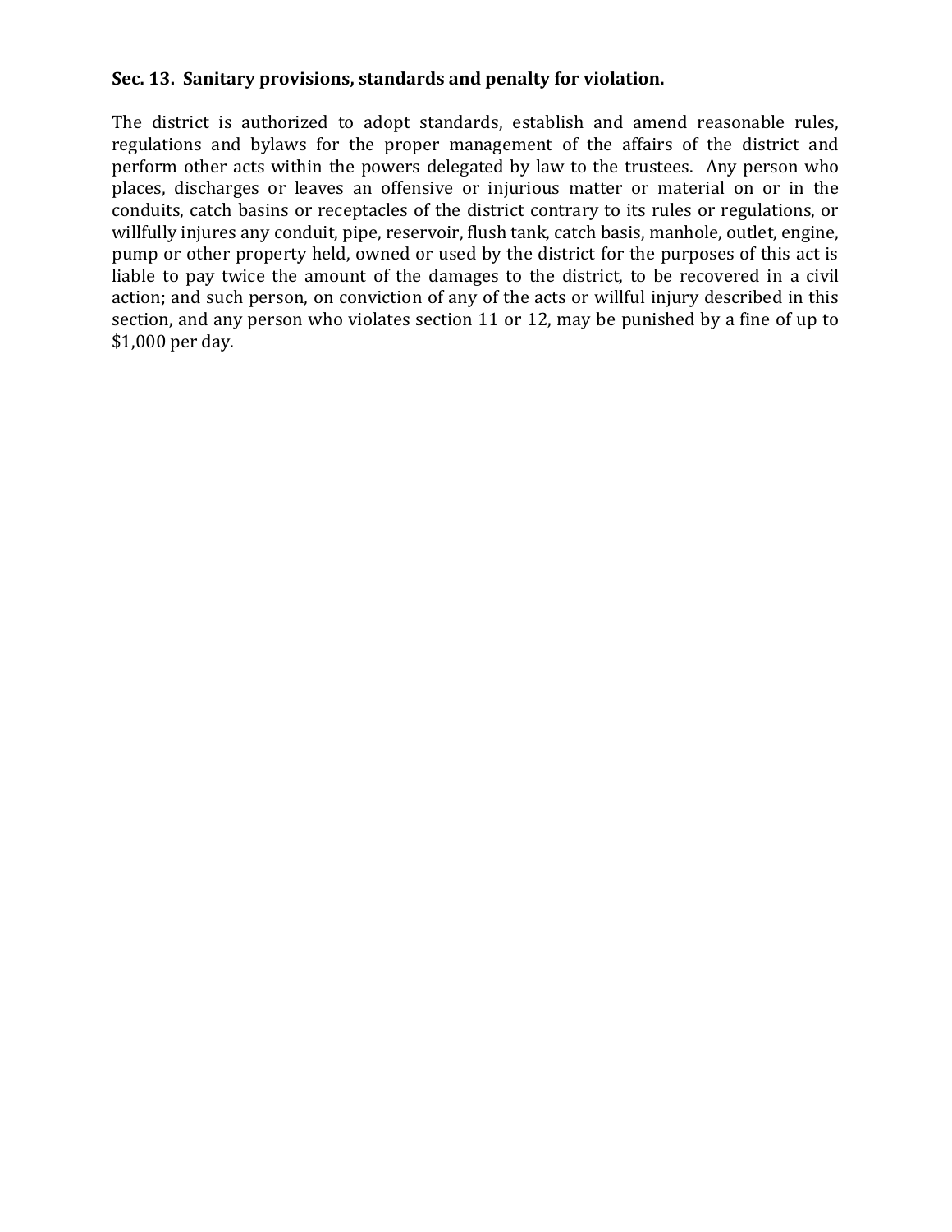**Sec. 13. Sanitary provisions, standards and penalty for violation.**

The district is authorized to adopt standards, establish and amend reasonable rules, regulations and bylaws for the proper management of the affairs of the district and perform other acts within the powers delegated by law to the trustees. Any person who places, discharges or leaves an offensive or injurious matter or material on or in the conduits, catch basins or receptacles of the district contrary to its rules or regulations, or willfully injures any conduit, pipe, reservoir, flush tank, catch basis, manhole, outlet, engine, pump or other property held, owned or used by the district for the purposes of this act is liable to pay twice the amount of the damages to the district, to be recovered in a civil action; and such person, on conviction of any of the acts or willful injury described in this section, and any person who violates section 11 or 12, may be punished by a fine of up to $1,000 per day.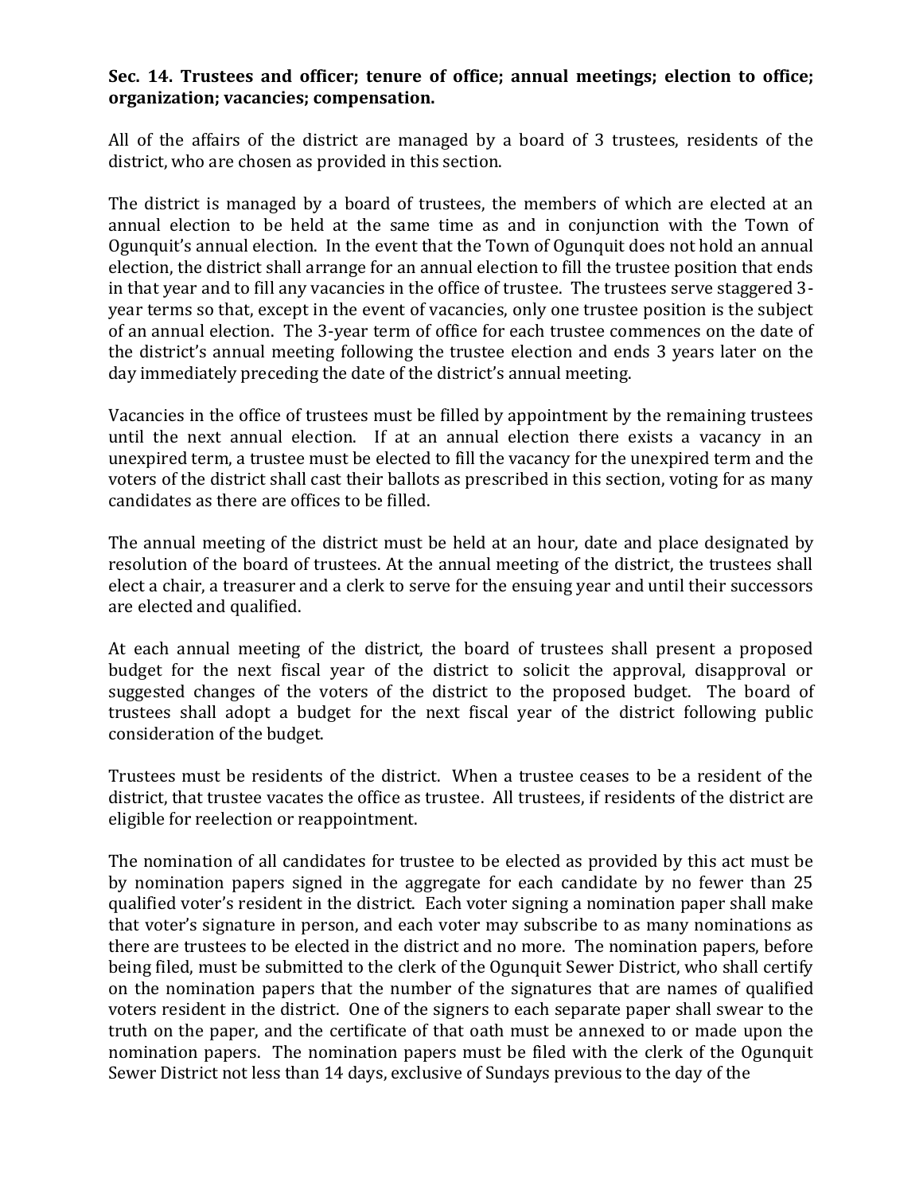**Sec. 14. Trustees and officer; tenure of office; annual meetings; election to office; organization; vacancies; compensation.**

All of the affairs of the district are managed by a board of 3 trustees, residents of the district, who are chosen as provided in this section.

The district is managed by a board of trustees, the members of which are elected at an annual election to be held at the same time as and in conjunction with the Town of Ogunquit's annual election. In the event that the Town of Ogunquit does not hold an annual election, the district shall arrange for an annual election to fill the trustee position that ends in that year and to fill any vacancies in the office of trustee. The trustees serve staggered 3-year terms so that, except in the event of vacancies, only one trustee position is the subject of an annual election. The 3-year term of office for each trustee commences on the date of the district's annual meeting following the trustee election and ends 3 years later on the day immediately preceding the date of the district's annual meeting.

Vacancies in the office of trustees must be filled by appointment by the remaining trustees until the next annual election. If at an annual election there exists a vacancy in an unexpired term, a trustee must be elected to fill the vacancy for the unexpired term and the voters of the district shall cast their ballots as prescribed in this section, voting for as many candidates as there are offices to be filled.

The annual meeting of the district must be held at an hour, date and place designated by resolution of the board of trustees. At the annual meeting of the district, the trustees shall elect a chair, a treasurer and a clerk to serve for the ensuing year and until their successors are elected and qualified.

At each annual meeting of the district, the board of trustees shall present a proposed budget for the next fiscal year of the district to solicit the approval, disapproval or suggested changes of the voters of the district to the proposed budget. The board of trustees shall adopt a budget for the next fiscal year of the district following public consideration of the budget.

Trustees must be residents of the district. When a trustee ceases to be a resident of the district, that trustee vacates the office as trustee. All trustees, if residents of the district are eligible for reelection or reappointment.

The nomination of all candidates for trustee to be elected as provided by this act must be by nomination papers signed in the aggregate for each candidate by no fewer than 25 qualified voter's resident in the district. Each voter signing a nomination paper shall make that voter's signature in person, and each voter may subscribe to as many nominations as there are trustees to be elected in the district and no more. The nomination papers, before being filed, must be submitted to the clerk of the Ogunquit Sewer District, who shall certify on the nomination papers that the number of the signatures that are names of qualified voters resident in the district. One of the signers to each separate paper shall swear to the truth on the paper, and the certificate of that oath must be annexed to or made upon the nomination papers. The nomination papers must be filed with the clerk of the Ogunquit Sewer District not less than 14 days, exclusive of Sundays previous to the day of the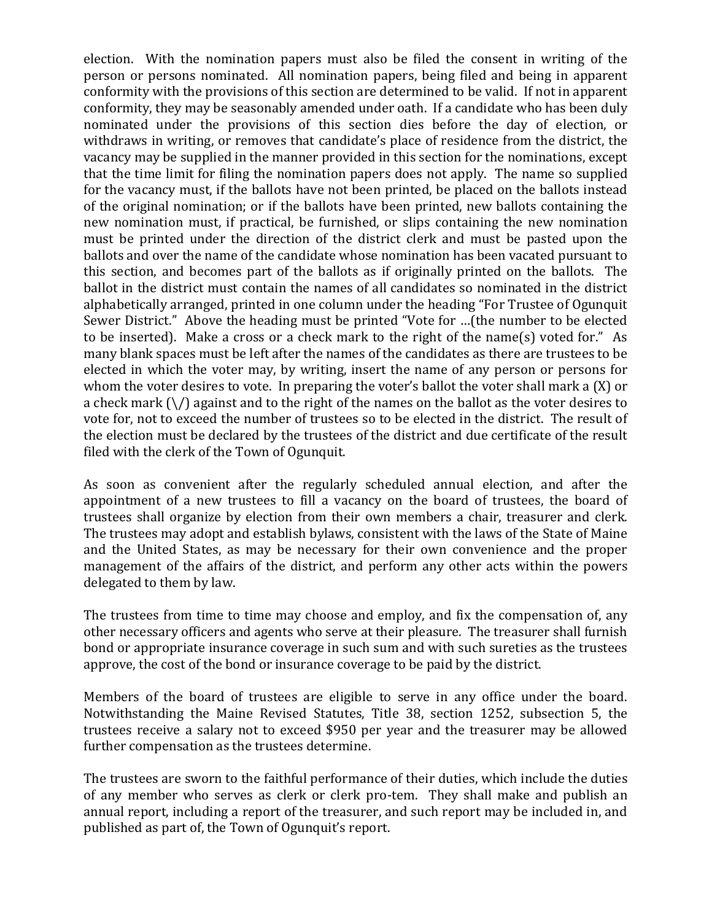election. With the nomination papers must also be filed the consent in writing of the person or persons nominated. All nomination papers, being filed and being in apparent conformity with the provisions of this section are determined to be valid. If not in apparent conformity, they may be seasonably amended under oath. If a candidate who has been duly nominated under the provisions of this section dies before the day of election, or withdraws in writing, or removes that candidate's place of residence from the district, the vacancy may be supplied in the manner provided in this section for the nominations, except that the time limit for filing the nomination papers does not apply. The name so supplied for the vacancy must, if the ballots have not been printed, be placed on the ballots instead of the original nomination; or if the ballots have been printed, new ballots containing the new nomination must, if practical, be furnished, or slips containing the new nomination must be printed under the direction of the district clerk and must be pasted upon the ballots and over the name of the candidate whose nomination has been vacated pursuant to this section, and becomes part of the ballots as if originally printed on the ballots. The ballot in the district must contain the names of all candidates so nominated in the district alphabetically arranged, printed in one column under the heading "For Trustee of Ogunquit Sewer District." Above the heading must be printed "Vote for …(the number to be elected to be inserted). Make a cross or a check mark to the right of the name(s) voted for." As many blank spaces must be left after the names of the candidates as there are trustees to be elected in which the voter may, by writing, insert the name of any person or persons for whom the voter desires to vote. In preparing the voter's ballot the voter shall mark a (X) or a check mark (\/) against and to the right of the names on the ballot as the voter desires to vote for, not to exceed the number of trustees so to be elected in the district. The result of the election must be declared by the trustees of the district and due certificate of the result filed with the clerk of the Town of Ogunquit.

As soon as convenient after the regularly scheduled annual election, and after the appointment of a new trustees to fill a vacancy on the board of trustees, the board of trustees shall organize by election from their own members a chair, treasurer and clerk. The trustees may adopt and establish bylaws, consistent with the laws of the State of Maine and the United States, as may be necessary for their own convenience and the proper management of the affairs of the district, and perform any other acts within the powers delegated to them by law.

The trustees from time to time may choose and employ, and fix the compensation of, any other necessary officers and agents who serve at their pleasure. The treasurer shall furnish bond or appropriate insurance coverage in such sum and with such sureties as the trustees approve, the cost of the bond or insurance coverage to be paid by the district.

Members of the board of trustees are eligible to serve in any office under the board. Notwithstanding the Maine Revised Statutes, Title 38, section 1252, subsection 5, the trustees receive a salary not to exceed $950 per year and the treasurer may be allowed further compensation as the trustees determine.

The trustees are sworn to the faithful performance of their duties, which include the duties of any member who serves as clerk or clerk pro-tem. They shall make and publish an annual report, including a report of the treasurer, and such report may be included in, and published as part of, the Town of Ogunquit's report.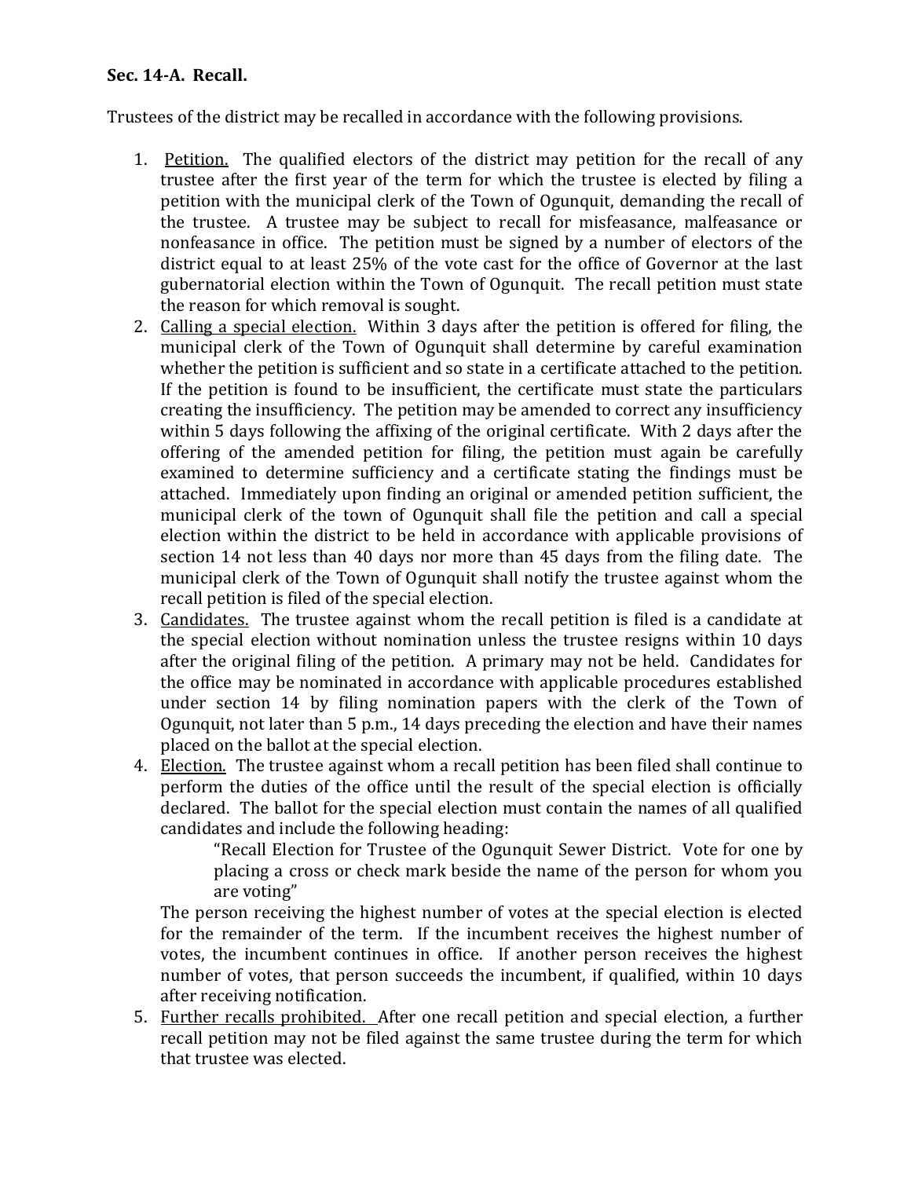**Sec. 14-A. Recall.**

Trustees of the district may be recalled in accordance with the following provisions.

1. Petition. The qualified electors of the district may petition for the recall of any trustee after the first year of the term for which the trustee is elected by filing a petition with the municipal clerk of the Town of Ogunquit, demanding the recall of the trustee. A trustee may be subject to recall for misfeasance, malfeasance or nonfeasance in office. The petition must be signed by a number of electors of the district equal to at least 25% of the vote cast for the office of Governor at the last gubernatorial election within the Town of Ogunquit. The recall petition must state the reason for which removal is sought.
2. Calling a special election. Within 3 days after the petition is offered for filing, the municipal clerk of the Town of Ogunquit shall determine by careful examination whether the petition is sufficient and so state in a certificate attached to the petition. If the petition is found to be insufficient, the certificate must state the particulars creating the insufficiency. The petition may be amended to correct any insufficiency within 5 days following the affixing of the original certificate. With 2 days after the offering of the amended petition for filing, the petition must again be carefully examined to determine sufficiency and a certificate stating the findings must be attached. Immediately upon finding an original or amended petition sufficient, the municipal clerk of the town of Ogunquit shall file the petition and call a special election within the district to be held in accordance with applicable provisions of section 14 not less than 40 days nor more than 45 days from the filing date. The municipal clerk of the Town of Ogunquit shall notify the trustee against whom the recall petition is filed of the special election.
3. Candidates. The trustee against whom the recall petition is filed is a candidate at the special election without nomination unless the trustee resigns within 10 days after the original filing of the petition. A primary may not be held. Candidates for the office may be nominated in accordance with applicable procedures established under section 14 by filing nomination papers with the clerk of the Town of Ogunquit, not later than 5 p.m., 14 days preceding the election and have their names placed on the ballot at the special election.
4. Election. The trustee against whom a recall petition has been filed shall continue to perform the duties of the office until the result of the special election is officially declared. The ballot for the special election must contain the names of all qualified candidates and include the following heading:

   > "Recall Election for Trustee of the Ogunquit Sewer District. Vote for one by placing a cross or check mark beside the name of the person for whom you are voting"

   The person receiving the highest number of votes at the special election is elected for the remainder of the term. If the incumbent receives the highest number of votes, the incumbent continues in office. If another person receives the highest number of votes, that person succeeds the incumbent, if qualified, within 10 days after receiving notification.
5. Further recalls prohibited. After one recall petition and special election, a further recall petition may not be filed against the same trustee during the term for which that trustee was elected.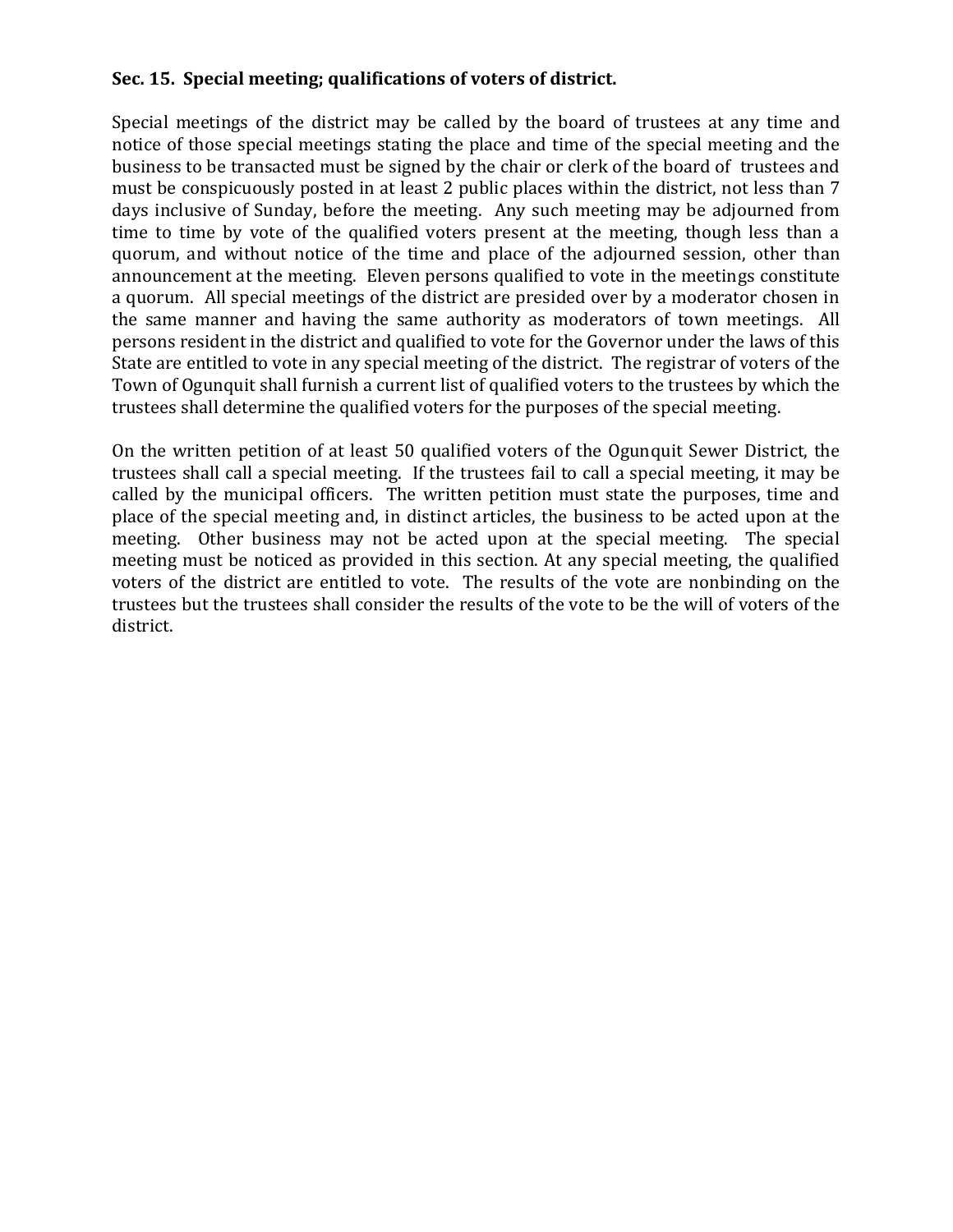**Sec. 15. Special meeting; qualifications of voters of district.**

Special meetings of the district may be called by the board of trustees at any time and notice of those special meetings stating the place and time of the special meeting and the business to be transacted must be signed by the chair or clerk of the board of trustees and must be conspicuously posted in at least 2 public places within the district, not less than 7 days inclusive of Sunday, before the meeting. Any such meeting may be adjourned from time to time by vote of the qualified voters present at the meeting, though less than a quorum, and without notice of the time and place of the adjourned session, other than announcement at the meeting. Eleven persons qualified to vote in the meetings constitute a quorum. All special meetings of the district are presided over by a moderator chosen in the same manner and having the same authority as moderators of town meetings. All persons resident in the district and qualified to vote for the Governor under the laws of this State are entitled to vote in any special meeting of the district. The registrar of voters of the Town of Ogunquit shall furnish a current list of qualified voters to the trustees by which the trustees shall determine the qualified voters for the purposes of the special meeting.

On the written petition of at least 50 qualified voters of the Ogunquit Sewer District, the trustees shall call a special meeting. If the trustees fail to call a special meeting, it may be called by the municipal officers. The written petition must state the purposes, time and place of the special meeting and, in distinct articles, the business to be acted upon at the meeting. Other business may not be acted upon at the special meeting. The special meeting must be noticed as provided in this section. At any special meeting, the qualified voters of the district are entitled to vote. The results of the vote are nonbinding on the trustees but the trustees shall consider the results of the vote to be the will of voters of the district.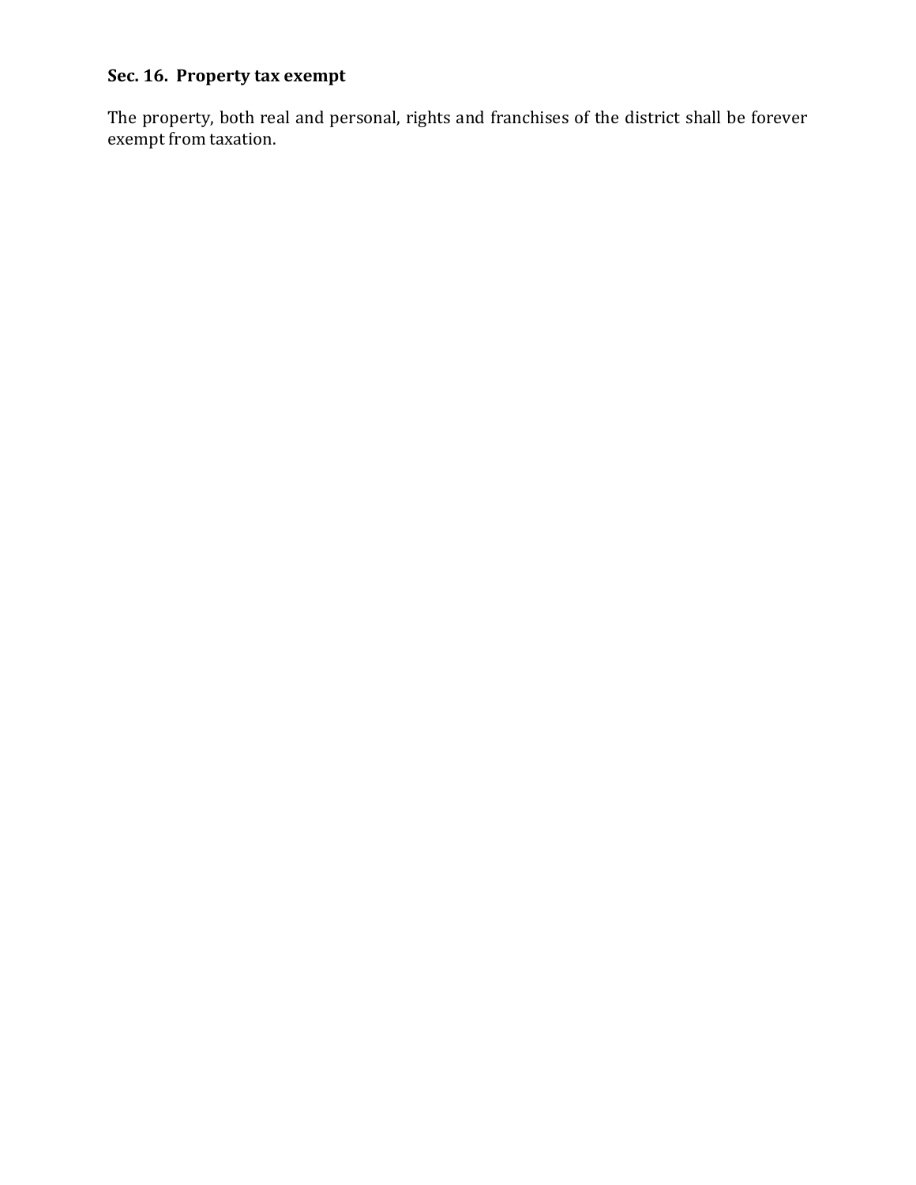### Sec. 16. Property tax exempt

The property, both real and personal, rights and franchises of the district shall be forever exempt from taxation.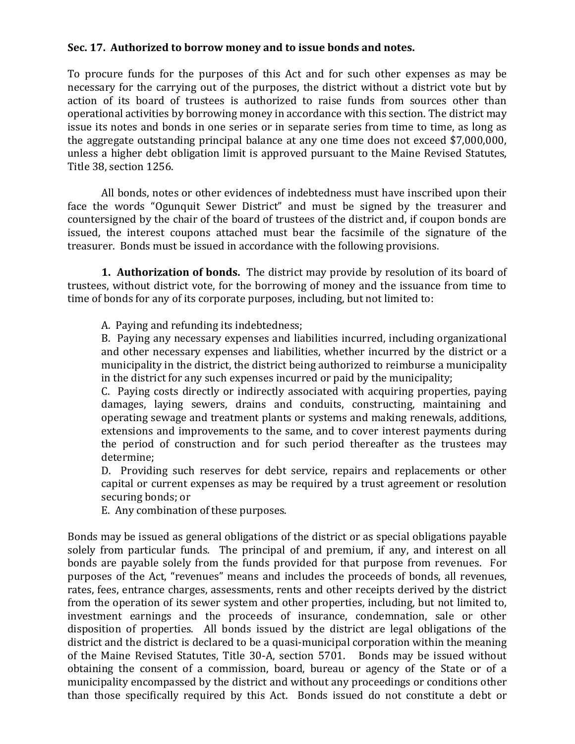**Sec. 17. Authorized to borrow money and to issue bonds and notes.**

To procure funds for the purposes of this Act and for such other expenses as may be necessary for the carrying out of the purposes, the district without a district vote but by action of its board of trustees is authorized to raise funds from sources other than operational activities by borrowing money in accordance with this section. The district may issue its notes and bonds in one series or in separate series from time to time, as long as the aggregate outstanding principal balance at any one time does not exceed $7,000,000, unless a higher debt obligation limit is approved pursuant to the Maine Revised Statutes, Title 38, section 1256.

All bonds, notes or other evidences of indebtedness must have inscribed upon their face the words "Ogunquit Sewer District" and must be signed by the treasurer and countersigned by the chair of the board of trustees of the district and, if coupon bonds are issued, the interest coupons attached must bear the facsimile of the signature of the treasurer. Bonds must be issued in accordance with the following provisions.

**1. Authorization of bonds.** The district may provide by resolution of its board of trustees, without district vote, for the borrowing of money and the issuance from time to time of bonds for any of its corporate purposes, including, but not limited to:

A. Paying and refunding its indebtedness;
B. Paying any necessary expenses and liabilities incurred, including organizational and other necessary expenses and liabilities, whether incurred by the district or a municipality in the district, the district being authorized to reimburse a municipality in the district for any such expenses incurred or paid by the municipality;
C. Paying costs directly or indirectly associated with acquiring properties, paying damages, laying sewers, drains and conduits, constructing, maintaining and operating sewage and treatment plants or systems and making renewals, additions, extensions and improvements to the same, and to cover interest payments during the period of construction and for such period thereafter as the trustees may determine;
D. Providing such reserves for debt service, repairs and replacements or other capital or current expenses as may be required by a trust agreement or resolution securing bonds; or
E. Any combination of these purposes.

Bonds may be issued as general obligations of the district or as special obligations payable solely from particular funds. The principal of and premium, if any, and interest on all bonds are payable solely from the funds provided for that purpose from revenues. For purposes of the Act, "revenues" means and includes the proceeds of bonds, all revenues, rates, fees, entrance charges, assessments, rents and other receipts derived by the district from the operation of its sewer system and other properties, including, but not limited to, investment earnings and the proceeds of insurance, condemnation, sale or other disposition of properties. All bonds issued by the district are legal obligations of the district and the district is declared to be a quasi-municipal corporation within the meaning of the Maine Revised Statutes, Title 30-A, section 5701. Bonds may be issued without obtaining the consent of a commission, board, bureau or agency of the State or of a municipality encompassed by the district and without any proceedings or conditions other than those specifically required by this Act. Bonds issued do not constitute a debt or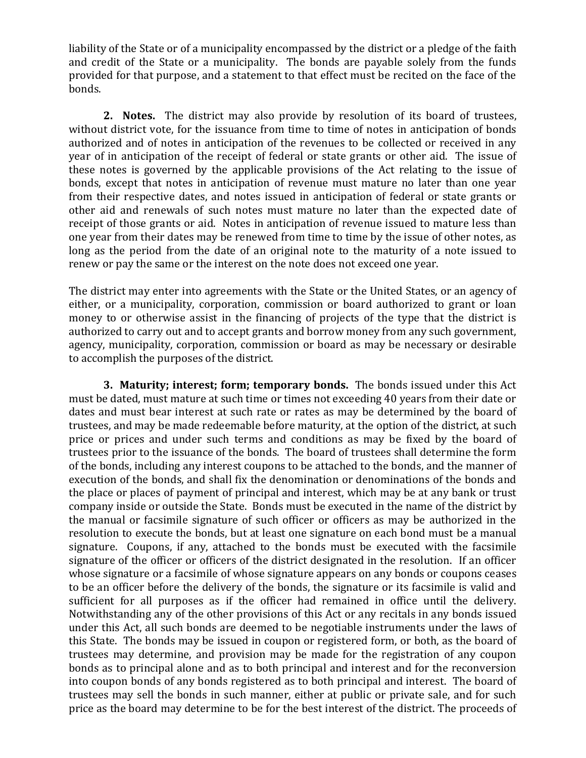liability of the State or of a municipality encompassed by the district or a pledge of the faith and credit of the State or a municipality. The bonds are payable solely from the funds provided for that purpose, and a statement to that effect must be recited on the face of the bonds.

**2. Notes.** The district may also provide by resolution of its board of trustees, without district vote, for the issuance from time to time of notes in anticipation of bonds authorized and of notes in anticipation of the revenues to be collected or received in any year of in anticipation of the receipt of federal or state grants or other aid. The issue of these notes is governed by the applicable provisions of the Act relating to the issue of bonds, except that notes in anticipation of revenue must mature no later than one year from their respective dates, and notes issued in anticipation of federal or state grants or other aid and renewals of such notes must mature no later than the expected date of receipt of those grants or aid. Notes in anticipation of revenue issued to mature less than one year from their dates may be renewed from time to time by the issue of other notes, as long as the period from the date of an original note to the maturity of a note issued to renew or pay the same or the interest on the note does not exceed one year.

The district may enter into agreements with the State or the United States, or an agency of either, or a municipality, corporation, commission or board authorized to grant or loan money to or otherwise assist in the financing of projects of the type that the district is authorized to carry out and to accept grants and borrow money from any such government, agency, municipality, corporation, commission or board as may be necessary or desirable to accomplish the purposes of the district.

**3. Maturity; interest; form; temporary bonds.** The bonds issued under this Act must be dated, must mature at such time or times not exceeding 40 years from their date or dates and must bear interest at such rate or rates as may be determined by the board of trustees, and may be made redeemable before maturity, at the option of the district, at such price or prices and under such terms and conditions as may be fixed by the board of trustees prior to the issuance of the bonds. The board of trustees shall determine the form of the bonds, including any interest coupons to be attached to the bonds, and the manner of execution of the bonds, and shall fix the denomination or denominations of the bonds and the place or places of payment of principal and interest, which may be at any bank or trust company inside or outside the State. Bonds must be executed in the name of the district by the manual or facsimile signature of such officer or officers as may be authorized in the resolution to execute the bonds, but at least one signature on each bond must be a manual signature. Coupons, if any, attached to the bonds must be executed with the facsimile signature of the officer or officers of the district designated in the resolution. If an officer whose signature or a facsimile of whose signature appears on any bonds or coupons ceases to be an officer before the delivery of the bonds, the signature or its facsimile is valid and sufficient for all purposes as if the officer had remained in office until the delivery. Notwithstanding any of the other provisions of this Act or any recitals in any bonds issued under this Act, all such bonds are deemed to be negotiable instruments under the laws of this State. The bonds may be issued in coupon or registered form, or both, as the board of trustees may determine, and provision may be made for the registration of any coupon bonds as to principal alone and as to both principal and interest and for the reconversion into coupon bonds of any bonds registered as to both principal and interest. The board of trustees may sell the bonds in such manner, either at public or private sale, and for such price as the board may determine to be for the best interest of the district. The proceeds of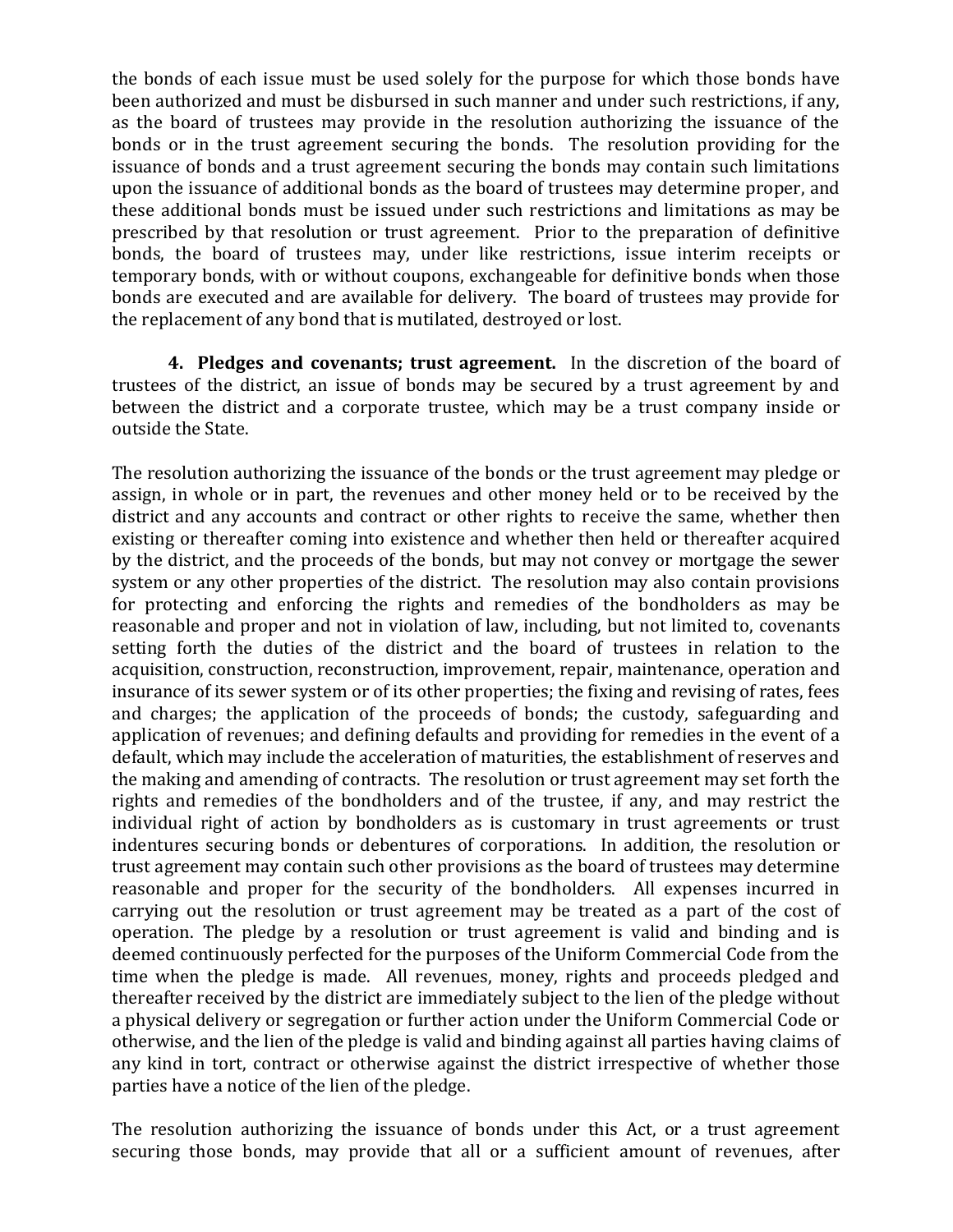the bonds of each issue must be used solely for the purpose for which those bonds have been authorized and must be disbursed in such manner and under such restrictions, if any, as the board of trustees may provide in the resolution authorizing the issuance of the bonds or in the trust agreement securing the bonds. The resolution providing for the issuance of bonds and a trust agreement securing the bonds may contain such limitations upon the issuance of additional bonds as the board of trustees may determine proper, and these additional bonds must be issued under such restrictions and limitations as may be prescribed by that resolution or trust agreement. Prior to the preparation of definitive bonds, the board of trustees may, under like restrictions, issue interim receipts or temporary bonds, with or without coupons, exchangeable for definitive bonds when those bonds are executed and are available for delivery. The board of trustees may provide for the replacement of any bond that is mutilated, destroyed or lost.

**4. Pledges and covenants; trust agreement.** In the discretion of the board of trustees of the district, an issue of bonds may be secured by a trust agreement by and between the district and a corporate trustee, which may be a trust company inside or outside the State.

The resolution authorizing the issuance of the bonds or the trust agreement may pledge or assign, in whole or in part, the revenues and other money held or to be received by the district and any accounts and contract or other rights to receive the same, whether then existing or thereafter coming into existence and whether then held or thereafter acquired by the district, and the proceeds of the bonds, but may not convey or mortgage the sewer system or any other properties of the district. The resolution may also contain provisions for protecting and enforcing the rights and remedies of the bondholders as may be reasonable and proper and not in violation of law, including, but not limited to, covenants setting forth the duties of the district and the board of trustees in relation to the acquisition, construction, reconstruction, improvement, repair, maintenance, operation and insurance of its sewer system or of its other properties; the fixing and revising of rates, fees and charges; the application of the proceeds of bonds; the custody, safeguarding and application of revenues; and defining defaults and providing for remedies in the event of a default, which may include the acceleration of maturities, the establishment of reserves and the making and amending of contracts. The resolution or trust agreement may set forth the rights and remedies of the bondholders and of the trustee, if any, and may restrict the individual right of action by bondholders as is customary in trust agreements or trust indentures securing bonds or debentures of corporations. In addition, the resolution or trust agreement may contain such other provisions as the board of trustees may determine reasonable and proper for the security of the bondholders. All expenses incurred in carrying out the resolution or trust agreement may be treated as a part of the cost of operation. The pledge by a resolution or trust agreement is valid and binding and is deemed continuously perfected for the purposes of the Uniform Commercial Code from the time when the pledge is made. All revenues, money, rights and proceeds pledged and thereafter received by the district are immediately subject to the lien of the pledge without a physical delivery or segregation or further action under the Uniform Commercial Code or otherwise, and the lien of the pledge is valid and binding against all parties having claims of any kind in tort, contract or otherwise against the district irrespective of whether those parties have a notice of the lien of the pledge.

The resolution authorizing the issuance of bonds under this Act, or a trust agreement securing those bonds, may provide that all or a sufficient amount of revenues, after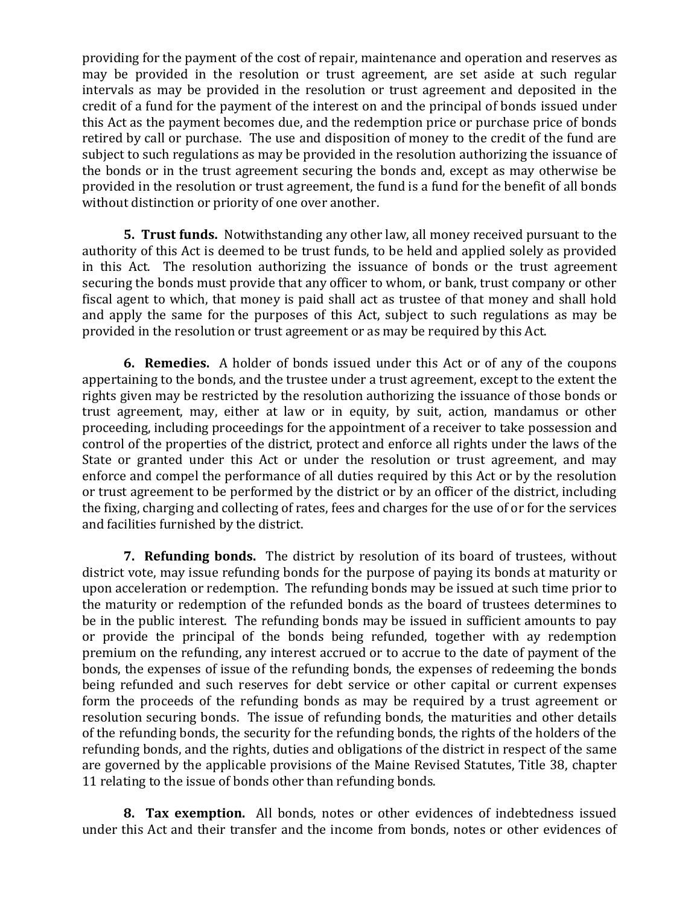providing for the payment of the cost of repair, maintenance and operation and reserves as may be provided in the resolution or trust agreement, are set aside at such regular intervals as may be provided in the resolution or trust agreement and deposited in the credit of a fund for the payment of the interest on and the principal of bonds issued under this Act as the payment becomes due, and the redemption price or purchase price of bonds retired by call or purchase. The use and disposition of money to the credit of the fund are subject to such regulations as may be provided in the resolution authorizing the issuance of the bonds or in the trust agreement securing the bonds and, except as may otherwise be provided in the resolution or trust agreement, the fund is a fund for the benefit of all bonds without distinction or priority of one over another.

**5. Trust funds.** Notwithstanding any other law, all money received pursuant to the authority of this Act is deemed to be trust funds, to be held and applied solely as provided in this Act. The resolution authorizing the issuance of bonds or the trust agreement securing the bonds must provide that any officer to whom, or bank, trust company or other fiscal agent to which, that money is paid shall act as trustee of that money and shall hold and apply the same for the purposes of this Act, subject to such regulations as may be provided in the resolution or trust agreement or as may be required by this Act.

**6. Remedies.** A holder of bonds issued under this Act or of any of the coupons appertaining to the bonds, and the trustee under a trust agreement, except to the extent the rights given may be restricted by the resolution authorizing the issuance of those bonds or trust agreement, may, either at law or in equity, by suit, action, mandamus or other proceeding, including proceedings for the appointment of a receiver to take possession and control of the properties of the district, protect and enforce all rights under the laws of the State or granted under this Act or under the resolution or trust agreement, and may enforce and compel the performance of all duties required by this Act or by the resolution or trust agreement to be performed by the district or by an officer of the district, including the fixing, charging and collecting of rates, fees and charges for the use of or for the services and facilities furnished by the district.

**7. Refunding bonds.** The district by resolution of its board of trustees, without district vote, may issue refunding bonds for the purpose of paying its bonds at maturity or upon acceleration or redemption. The refunding bonds may be issued at such time prior to the maturity or redemption of the refunded bonds as the board of trustees determines to be in the public interest. The refunding bonds may be issued in sufficient amounts to pay or provide the principal of the bonds being refunded, together with ay redemption premium on the refunding, any interest accrued or to accrue to the date of payment of the bonds, the expenses of issue of the refunding bonds, the expenses of redeeming the bonds being refunded and such reserves for debt service or other capital or current expenses form the proceeds of the refunding bonds as may be required by a trust agreement or resolution securing bonds. The issue of refunding bonds, the maturities and other details of the refunding bonds, the security for the refunding bonds, the rights of the holders of the refunding bonds, and the rights, duties and obligations of the district in respect of the same are governed by the applicable provisions of the Maine Revised Statutes, Title 38, chapter 11 relating to the issue of bonds other than refunding bonds.

**8. Tax exemption.** All bonds, notes or other evidences of indebtedness issued under this Act and their transfer and the income from bonds, notes or other evidences of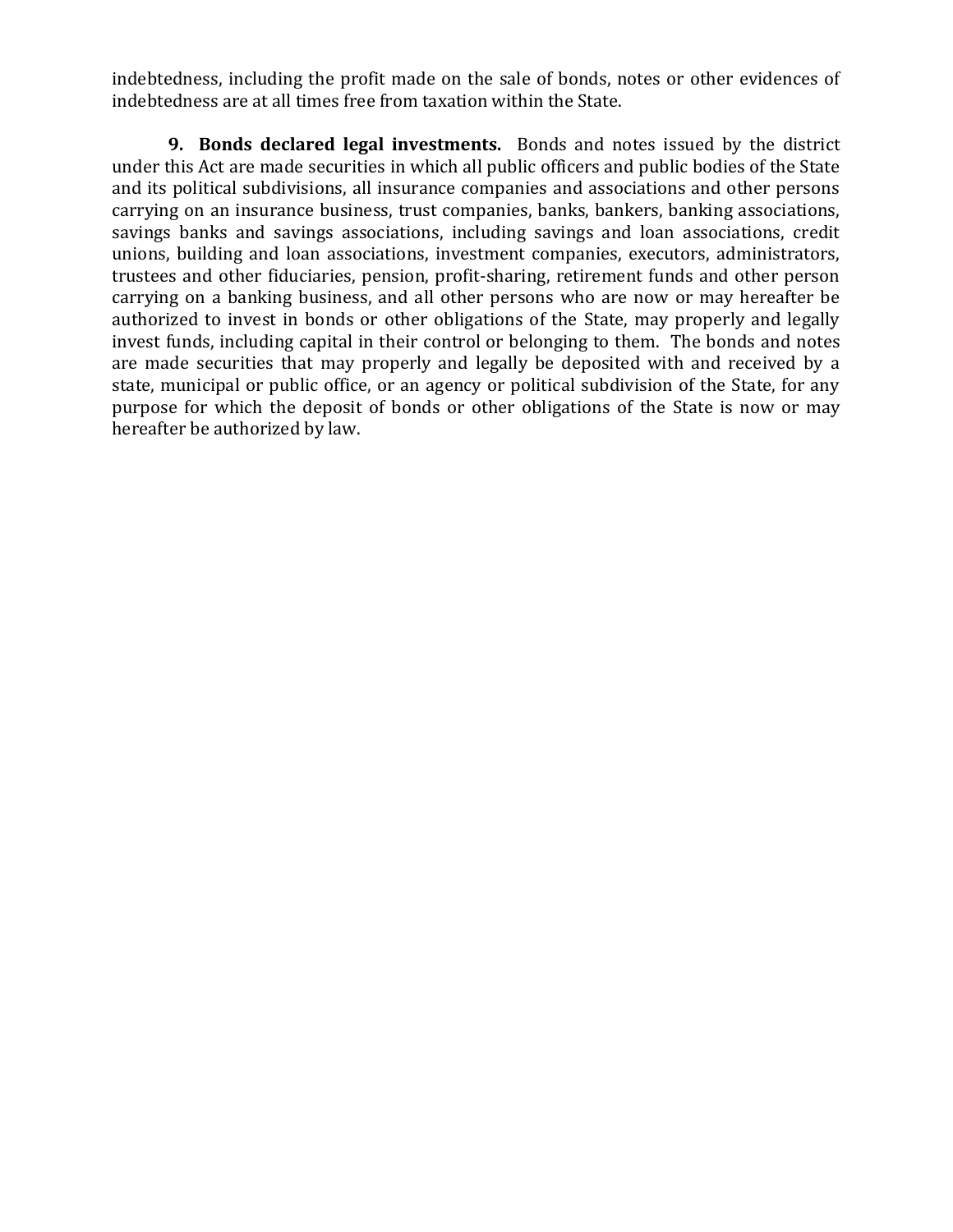indebtedness, including the profit made on the sale of bonds, notes or other evidences of indebtedness are at all times free from taxation within the State.

**9. Bonds declared legal investments.** Bonds and notes issued by the district under this Act are made securities in which all public officers and public bodies of the State and its political subdivisions, all insurance companies and associations and other persons carrying on an insurance business, trust companies, banks, bankers, banking associations, savings banks and savings associations, including savings and loan associations, credit unions, building and loan associations, investment companies, executors, administrators, trustees and other fiduciaries, pension, profit-sharing, retirement funds and other person carrying on a banking business, and all other persons who are now or may hereafter be authorized to invest in bonds or other obligations of the State, may properly and legally invest funds, including capital in their control or belonging to them. The bonds and notes are made securities that may properly and legally be deposited with and received by a state, municipal or public office, or an agency or political subdivision of the State, for any purpose for which the deposit of bonds or other obligations of the State is now or may hereafter be authorized by law.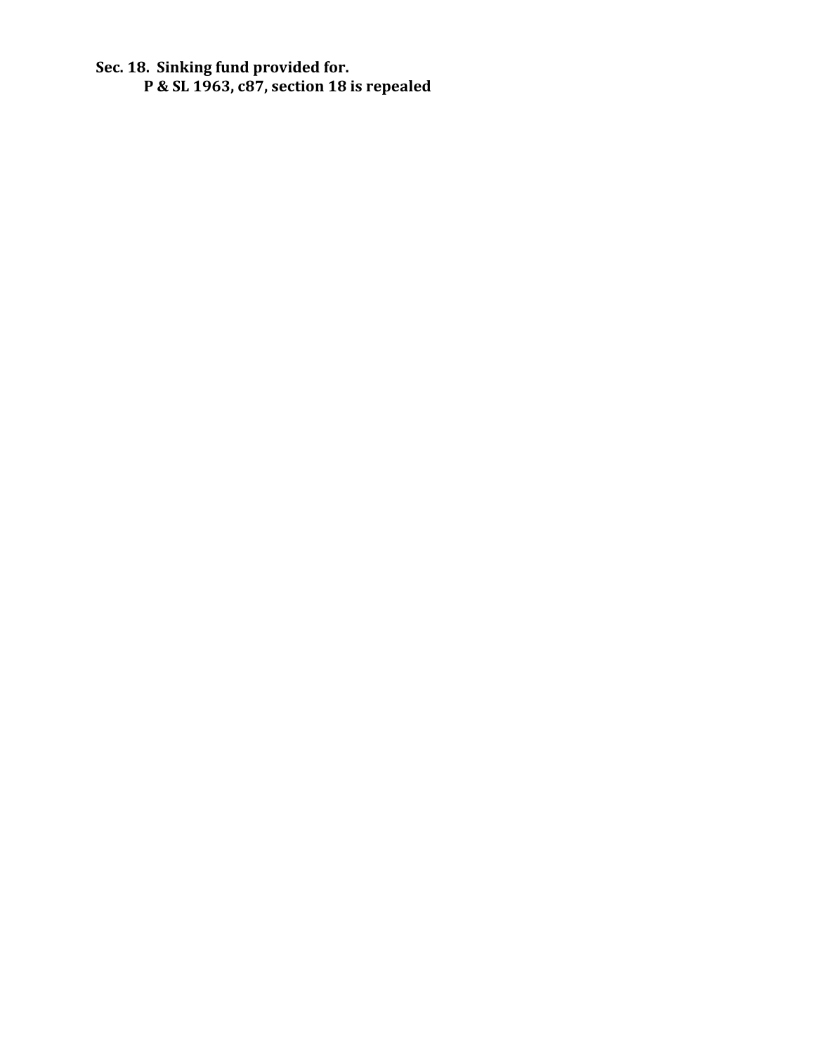**Sec. 18. Sinking fund provided for.**

**P & SL 1963, c87, section 18 is repealed**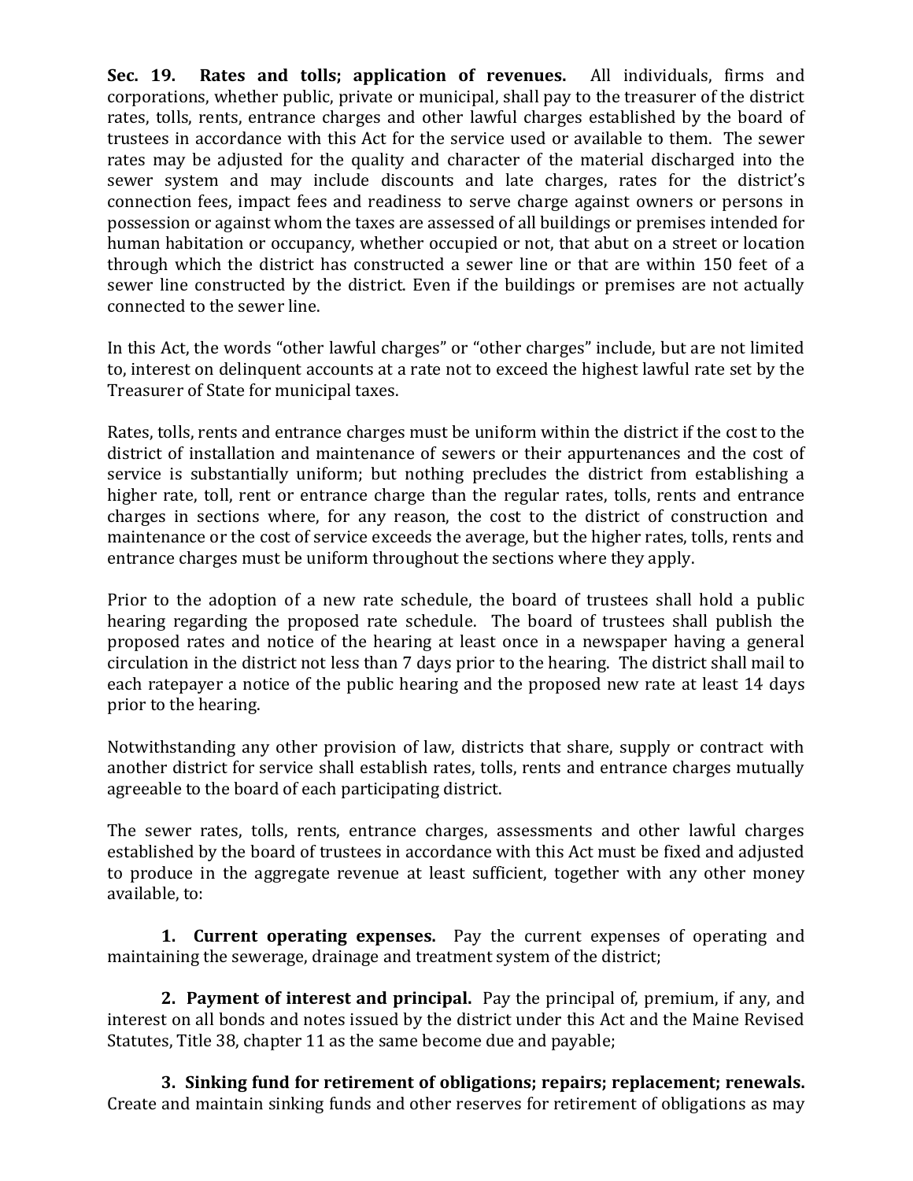**Sec. 19. Rates and tolls; application of revenues.** All individuals, firms and corporations, whether public, private or municipal, shall pay to the treasurer of the district rates, tolls, rents, entrance charges and other lawful charges established by the board of trustees in accordance with this Act for the service used or available to them. The sewer rates may be adjusted for the quality and character of the material discharged into the sewer system and may include discounts and late charges, rates for the district's connection fees, impact fees and readiness to serve charge against owners or persons in possession or against whom the taxes are assessed of all buildings or premises intended for human habitation or occupancy, whether occupied or not, that abut on a street or location through which the district has constructed a sewer line or that are within 150 feet of a sewer line constructed by the district. Even if the buildings or premises are not actually connected to the sewer line.

In this Act, the words "other lawful charges" or "other charges" include, but are not limited to, interest on delinquent accounts at a rate not to exceed the highest lawful rate set by the Treasurer of State for municipal taxes.

Rates, tolls, rents and entrance charges must be uniform within the district if the cost to the district of installation and maintenance of sewers or their appurtenances and the cost of service is substantially uniform; but nothing precludes the district from establishing a higher rate, toll, rent or entrance charge than the regular rates, tolls, rents and entrance charges in sections where, for any reason, the cost to the district of construction and maintenance or the cost of service exceeds the average, but the higher rates, tolls, rents and entrance charges must be uniform throughout the sections where they apply.

Prior to the adoption of a new rate schedule, the board of trustees shall hold a public hearing regarding the proposed rate schedule. The board of trustees shall publish the proposed rates and notice of the hearing at least once in a newspaper having a general circulation in the district not less than 7 days prior to the hearing. The district shall mail to each ratepayer a notice of the public hearing and the proposed new rate at least 14 days prior to the hearing.

Notwithstanding any other provision of law, districts that share, supply or contract with another district for service shall establish rates, tolls, rents and entrance charges mutually agreeable to the board of each participating district.

The sewer rates, tolls, rents, entrance charges, assessments and other lawful charges established by the board of trustees in accordance with this Act must be fixed and adjusted to produce in the aggregate revenue at least sufficient, together with any other money available, to:

**1. Current operating expenses.** Pay the current expenses of operating and maintaining the sewerage, drainage and treatment system of the district;

**2. Payment of interest and principal.** Pay the principal of, premium, if any, and interest on all bonds and notes issued by the district under this Act and the Maine Revised Statutes, Title 38, chapter 11 as the same become due and payable;

**3. Sinking fund for retirement of obligations; repairs; replacement; renewals.** Create and maintain sinking funds and other reserves for retirement of obligations as may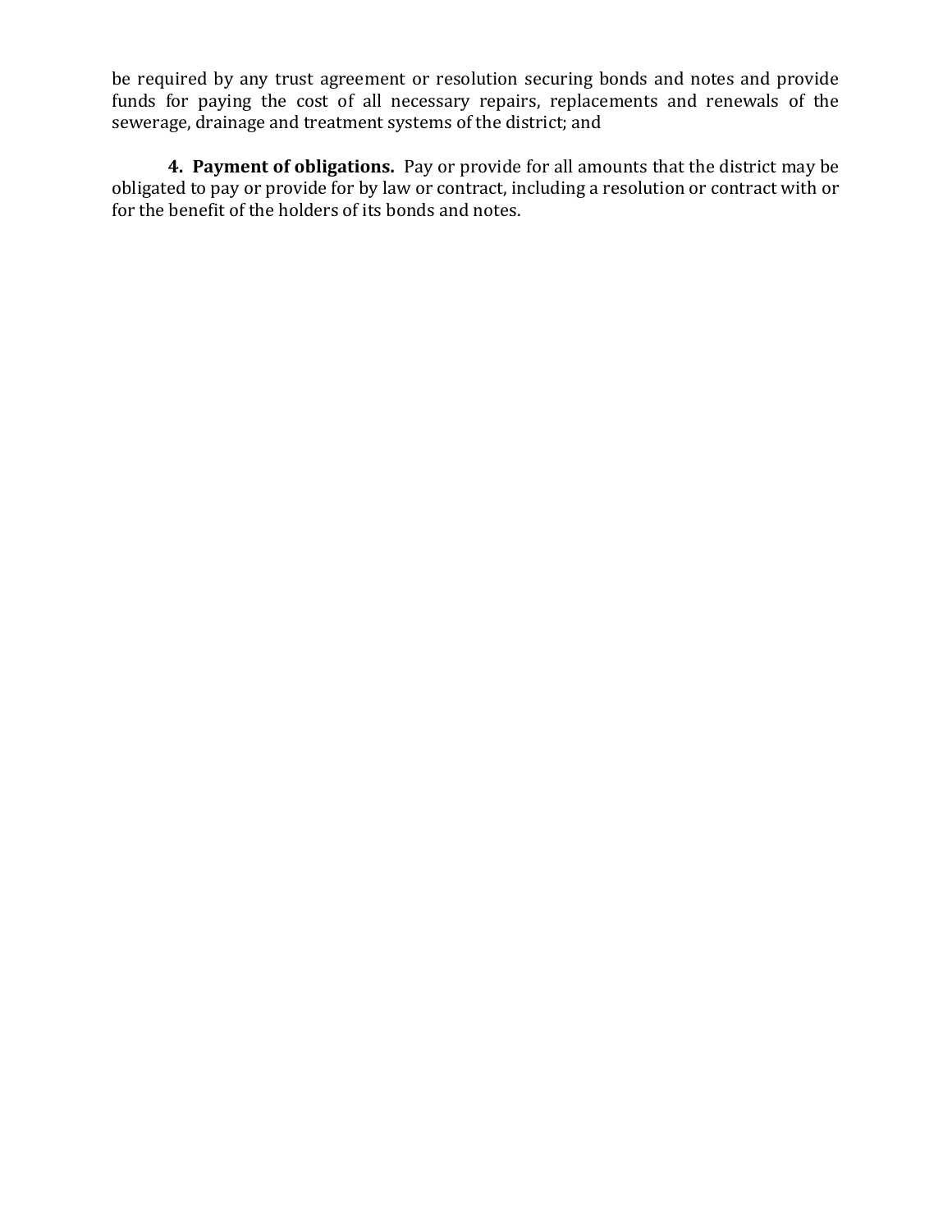be required by any trust agreement or resolution securing bonds and notes and provide funds for paying the cost of all necessary repairs, replacements and renewals of the sewerage, drainage and treatment systems of the district; and

**4. Payment of obligations.** Pay or provide for all amounts that the district may be obligated to pay or provide for by law or contract, including a resolution or contract with or for the benefit of the holders of its bonds and notes.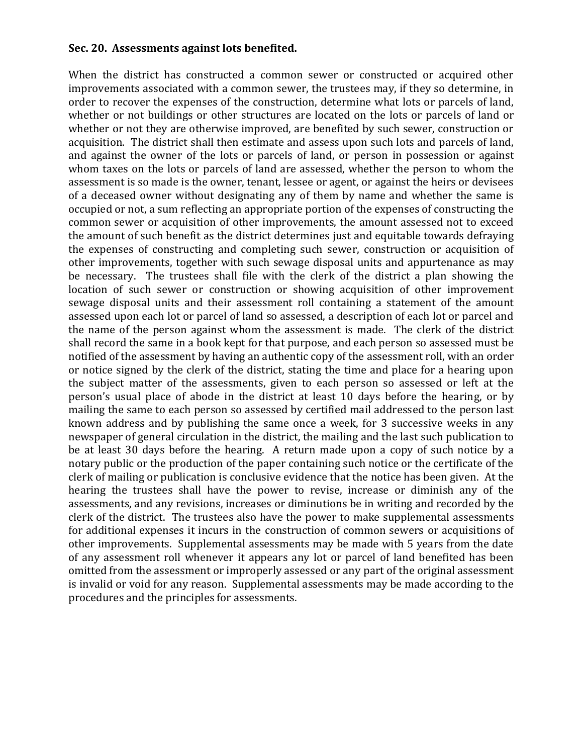**Sec. 20. Assessments against lots benefited.**

When the district has constructed a common sewer or constructed or acquired other improvements associated with a common sewer, the trustees may, if they so determine, in order to recover the expenses of the construction, determine what lots or parcels of land, whether or not buildings or other structures are located on the lots or parcels of land or whether or not they are otherwise improved, are benefited by such sewer, construction or acquisition. The district shall then estimate and assess upon such lots and parcels of land, and against the owner of the lots or parcels of land, or person in possession or against whom taxes on the lots or parcels of land are assessed, whether the person to whom the assessment is so made is the owner, tenant, lessee or agent, or against the heirs or devisees of a deceased owner without designating any of them by name and whether the same is occupied or not, a sum reflecting an appropriate portion of the expenses of constructing the common sewer or acquisition of other improvements, the amount assessed not to exceed the amount of such benefit as the district determines just and equitable towards defraying the expenses of constructing and completing such sewer, construction or acquisition of other improvements, together with such sewage disposal units and appurtenance as may be necessary. The trustees shall file with the clerk of the district a plan showing the location of such sewer or construction or showing acquisition of other improvement sewage disposal units and their assessment roll containing a statement of the amount assessed upon each lot or parcel of land so assessed, a description of each lot or parcel and the name of the person against whom the assessment is made. The clerk of the district shall record the same in a book kept for that purpose, and each person so assessed must be notified of the assessment by having an authentic copy of the assessment roll, with an order or notice signed by the clerk of the district, stating the time and place for a hearing upon the subject matter of the assessments, given to each person so assessed or left at the person's usual place of abode in the district at least 10 days before the hearing, or by mailing the same to each person so assessed by certified mail addressed to the person last known address and by publishing the same once a week, for 3 successive weeks in any newspaper of general circulation in the district, the mailing and the last such publication to be at least 30 days before the hearing. A return made upon a copy of such notice by a notary public or the production of the paper containing such notice or the certificate of the clerk of mailing or publication is conclusive evidence that the notice has been given. At the hearing the trustees shall have the power to revise, increase or diminish any of the assessments, and any revisions, increases or diminutions be in writing and recorded by the clerk of the district. The trustees also have the power to make supplemental assessments for additional expenses it incurs in the construction of common sewers or acquisitions of other improvements. Supplemental assessments may be made with 5 years from the date of any assessment roll whenever it appears any lot or parcel of land benefited has been omitted from the assessment or improperly assessed or any part of the original assessment is invalid or void for any reason. Supplemental assessments may be made according to the procedures and the principles for assessments.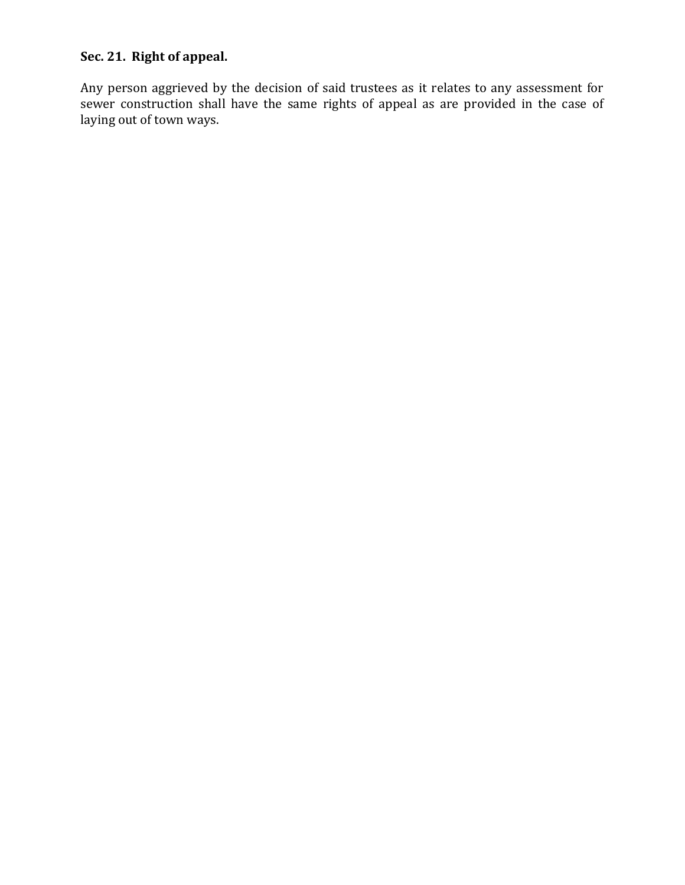**Sec. 21. Right of appeal.**

Any person aggrieved by the decision of said trustees as it relates to any assessment for sewer construction shall have the same rights of appeal as are provided in the case of laying out of town ways.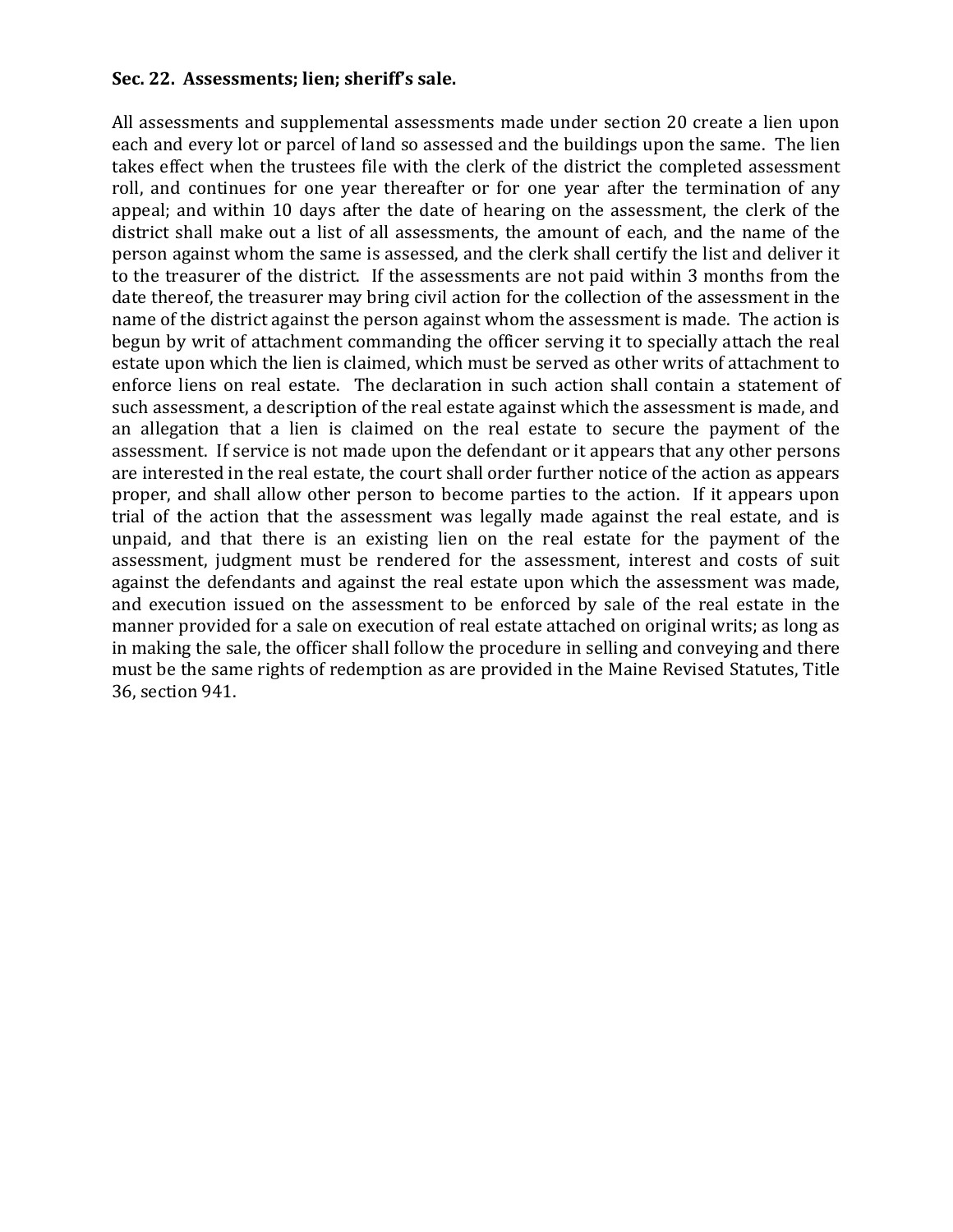**Sec. 22. Assessments; lien; sheriff's sale.**

All assessments and supplemental assessments made under section 20 create a lien upon each and every lot or parcel of land so assessed and the buildings upon the same. The lien takes effect when the trustees file with the clerk of the district the completed assessment roll, and continues for one year thereafter or for one year after the termination of any appeal; and within 10 days after the date of hearing on the assessment, the clerk of the district shall make out a list of all assessments, the amount of each, and the name of the person against whom the same is assessed, and the clerk shall certify the list and deliver it to the treasurer of the district. If the assessments are not paid within 3 months from the date thereof, the treasurer may bring civil action for the collection of the assessment in the name of the district against the person against whom the assessment is made. The action is begun by writ of attachment commanding the officer serving it to specially attach the real estate upon which the lien is claimed, which must be served as other writs of attachment to enforce liens on real estate. The declaration in such action shall contain a statement of such assessment, a description of the real estate against which the assessment is made, and an allegation that a lien is claimed on the real estate to secure the payment of the assessment. If service is not made upon the defendant or it appears that any other persons are interested in the real estate, the court shall order further notice of the action as appears proper, and shall allow other person to become parties to the action. If it appears upon trial of the action that the assessment was legally made against the real estate, and is unpaid, and that there is an existing lien on the real estate for the payment of the assessment, judgment must be rendered for the assessment, interest and costs of suit against the defendants and against the real estate upon which the assessment was made, and execution issued on the assessment to be enforced by sale of the real estate in the manner provided for a sale on execution of real estate attached on original writs; as long as in making the sale, the officer shall follow the procedure in selling and conveying and there must be the same rights of redemption as are provided in the Maine Revised Statutes, Title 36, section 941.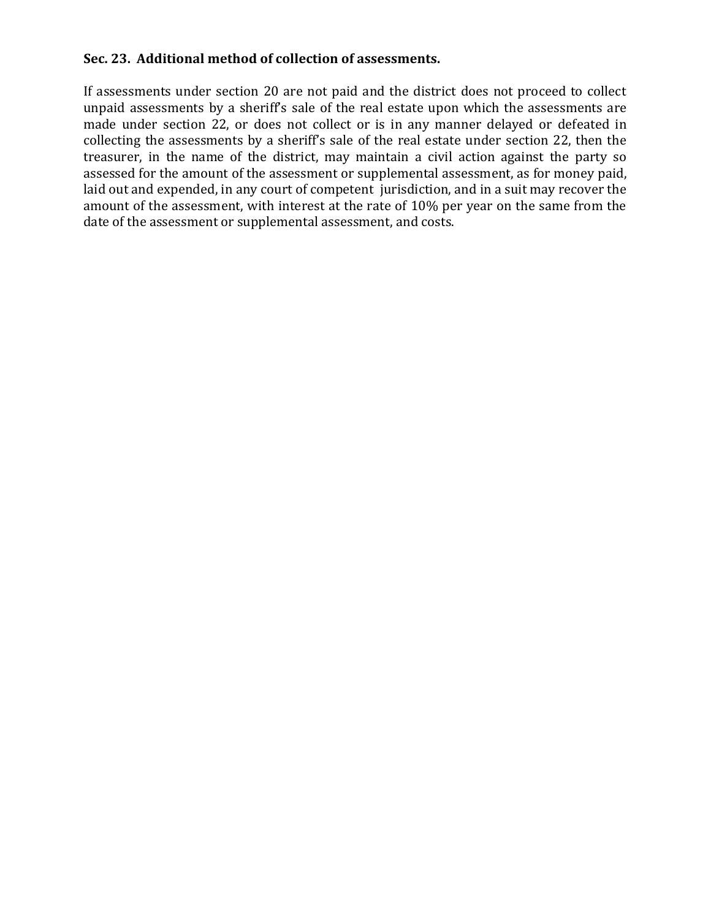**Sec. 23. Additional method of collection of assessments.**

If assessments under section 20 are not paid and the district does not proceed to collect unpaid assessments by a sheriff's sale of the real estate upon which the assessments are made under section 22, or does not collect or is in any manner delayed or defeated in collecting the assessments by a sheriff's sale of the real estate under section 22, then the treasurer, in the name of the district, may maintain a civil action against the party so assessed for the amount of the assessment or supplemental assessment, as for money paid, laid out and expended, in any court of competent jurisdiction, and in a suit may recover the amount of the assessment, with interest at the rate of 10% per year on the same from the date of the assessment or supplemental assessment, and costs.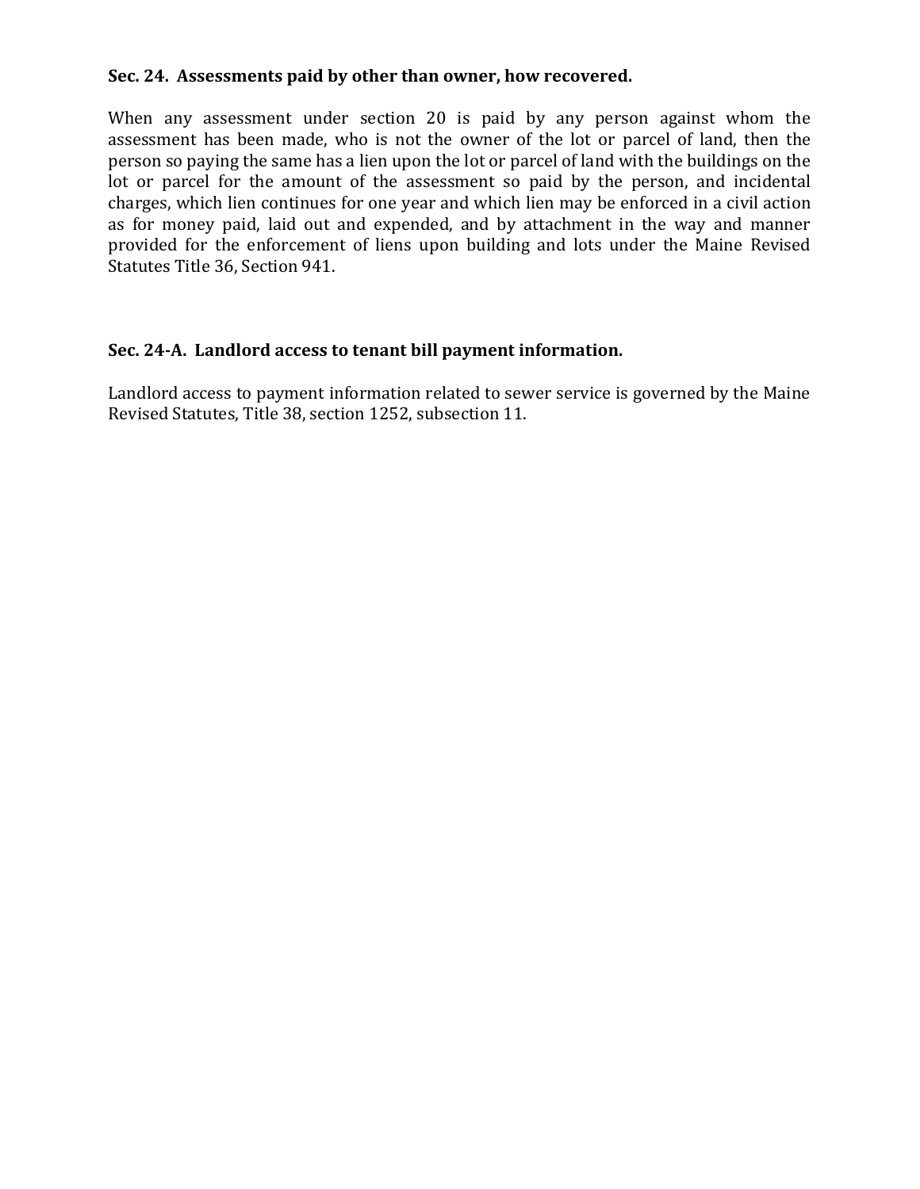**Sec. 24. Assessments paid by other than owner, how recovered.**

When any assessment under section 20 is paid by any person against whom the assessment has been made, who is not the owner of the lot or parcel of land, then the person so paying the same has a lien upon the lot or parcel of land with the buildings on the lot or parcel for the amount of the assessment so paid by the person, and incidental charges, which lien continues for one year and which lien may be enforced in a civil action as for money paid, laid out and expended, and by attachment in the way and manner provided for the enforcement of liens upon building and lots under the Maine Revised Statutes Title 36, Section 941.

**Sec. 24-A. Landlord access to tenant bill payment information.**

Landlord access to payment information related to sewer service is governed by the Maine Revised Statutes, Title 38, section 1252, subsection 11.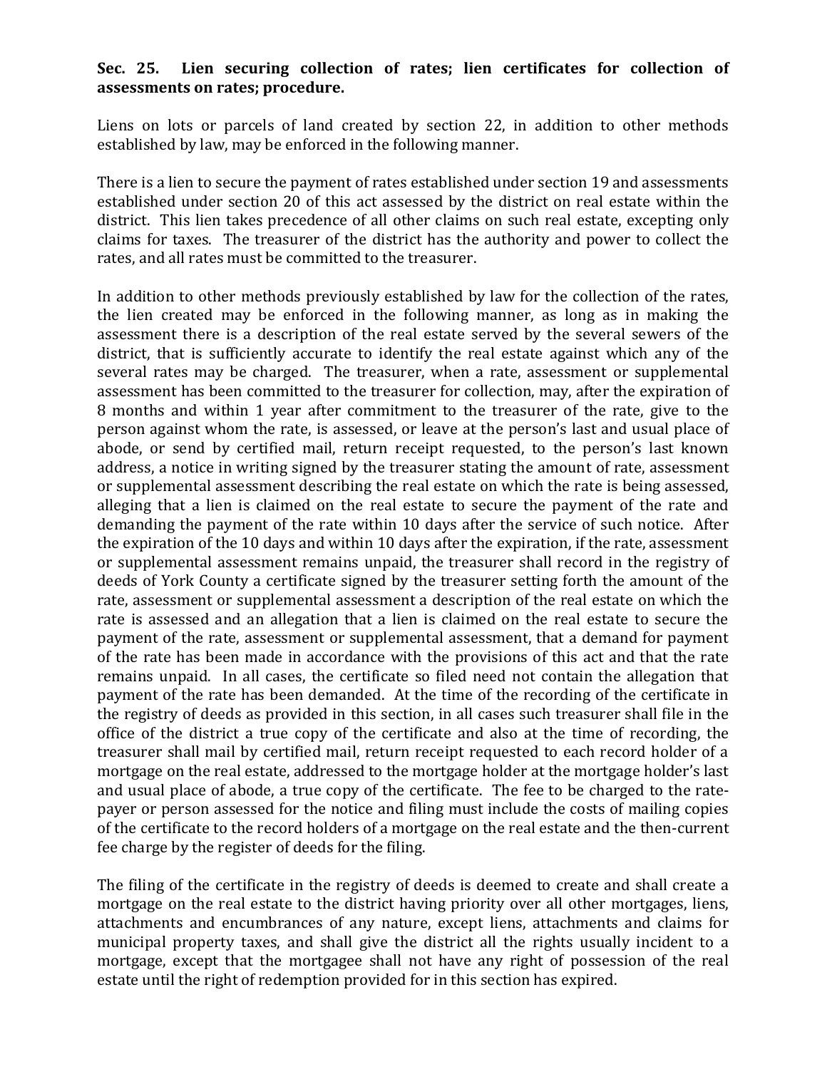**Sec. 25. Lien securing collection of rates; lien certificates for collection of assessments on rates; procedure.**

Liens on lots or parcels of land created by section 22, in addition to other methods established by law, may be enforced in the following manner.

There is a lien to secure the payment of rates established under section 19 and assessments established under section 20 of this act assessed by the district on real estate within the district. This lien takes precedence of all other claims on such real estate, excepting only claims for taxes. The treasurer of the district has the authority and power to collect the rates, and all rates must be committed to the treasurer.

In addition to other methods previously established by law for the collection of the rates, the lien created may be enforced in the following manner, as long as in making the assessment there is a description of the real estate served by the several sewers of the district, that is sufficiently accurate to identify the real estate against which any of the several rates may be charged. The treasurer, when a rate, assessment or supplemental assessment has been committed to the treasurer for collection, may, after the expiration of 8 months and within 1 year after commitment to the treasurer of the rate, give to the person against whom the rate, is assessed, or leave at the person's last and usual place of abode, or send by certified mail, return receipt requested, to the person's last known address, a notice in writing signed by the treasurer stating the amount of rate, assessment or supplemental assessment describing the real estate on which the rate is being assessed, alleging that a lien is claimed on the real estate to secure the payment of the rate and demanding the payment of the rate within 10 days after the service of such notice. After the expiration of the 10 days and within 10 days after the expiration, if the rate, assessment or supplemental assessment remains unpaid, the treasurer shall record in the registry of deeds of York County a certificate signed by the treasurer setting forth the amount of the rate, assessment or supplemental assessment a description of the real estate on which the rate is assessed and an allegation that a lien is claimed on the real estate to secure the payment of the rate, assessment or supplemental assessment, that a demand for payment of the rate has been made in accordance with the provisions of this act and that the rate remains unpaid. In all cases, the certificate so filed need not contain the allegation that payment of the rate has been demanded. At the time of the recording of the certificate in the registry of deeds as provided in this section, in all cases such treasurer shall file in the office of the district a true copy of the certificate and also at the time of recording, the treasurer shall mail by certified mail, return receipt requested to each record holder of a mortgage on the real estate, addressed to the mortgage holder at the mortgage holder's last and usual place of abode, a true copy of the certificate. The fee to be charged to the rate-payer or person assessed for the notice and filing must include the costs of mailing copies of the certificate to the record holders of a mortgage on the real estate and the then-current fee charge by the register of deeds for the filing.

The filing of the certificate in the registry of deeds is deemed to create and shall create a mortgage on the real estate to the district having priority over all other mortgages, liens, attachments and encumbrances of any nature, except liens, attachments and claims for municipal property taxes, and shall give the district all the rights usually incident to a mortgage, except that the mortgagee shall not have any right of possession of the real estate until the right of redemption provided for in this section has expired.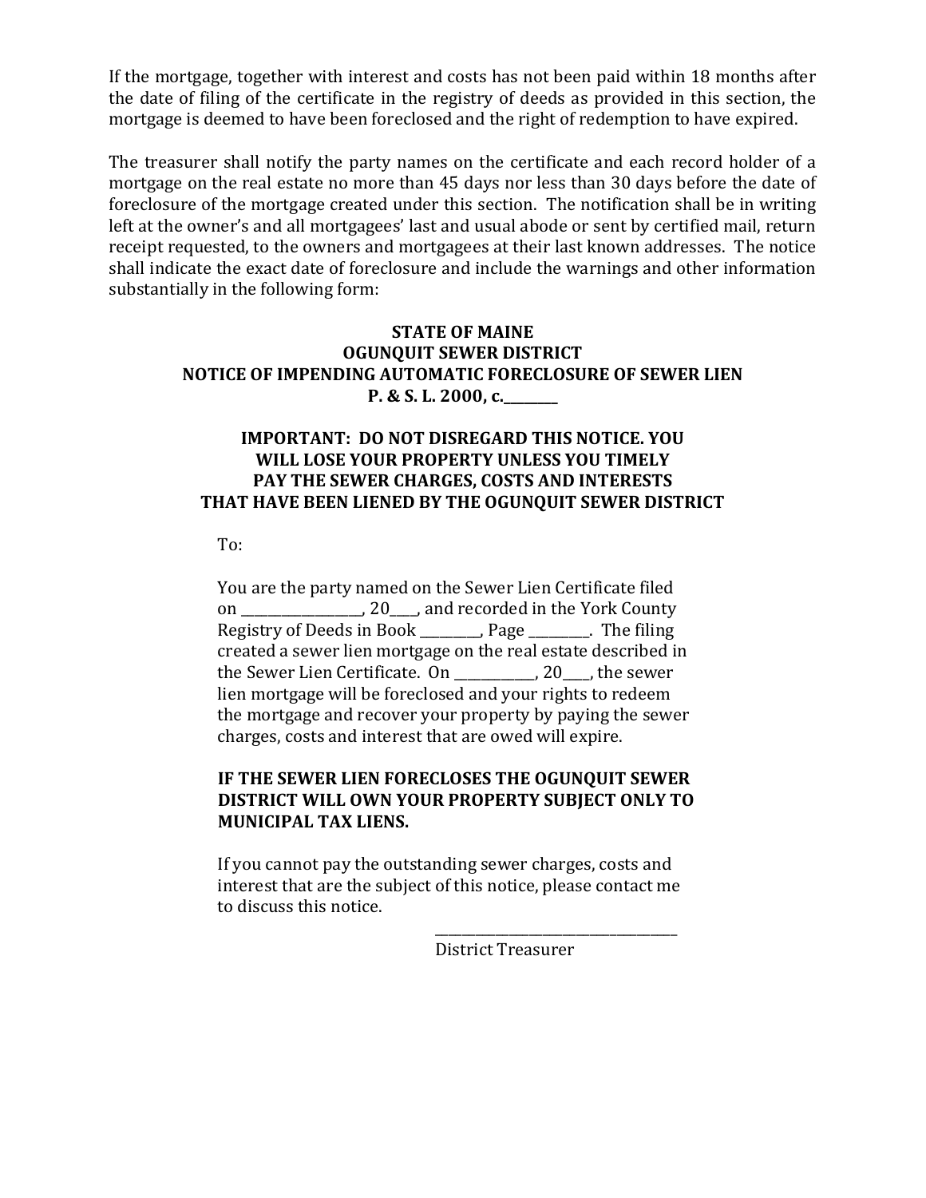If the mortgage, together with interest and costs has not been paid within 18 months after the date of filing of the certificate in the registry of deeds as provided in this section, the mortgage is deemed to have been foreclosed and the right of redemption to have expired.

The treasurer shall notify the party names on the certificate and each record holder of a mortgage on the real estate no more than 45 days nor less than 30 days before the date of foreclosure of the mortgage created under this section. The notification shall be in writing left at the owner's and all mortgagees' last and usual abode or sent by certified mail, return receipt requested, to the owners and mortgagees at their last known addresses. The notice shall indicate the exact date of foreclosure and include the warnings and other information substantially in the following form:

**STATE OF MAINE**
**OGUNQUIT SEWER DISTRICT**
**NOTICE OF IMPENDING AUTOMATIC FORECLOSURE OF SEWER LIEN**
**P. & S. L. 2000, c.________**

**IMPORTANT: DO NOT DISREGARD THIS NOTICE. YOU WILL LOSE YOUR PROPERTY UNLESS YOU TIMELY PAY THE SEWER CHARGES, COSTS AND INTERESTS THAT HAVE BEEN LIENED BY THE OGUNQUIT SEWER DISTRICT**

To:

You are the party named on the Sewer Lien Certificate filed on _________________, 20____, and recorded in the York County Registry of Deeds in Book ________, Page ________. The filing created a sewer lien mortgage on the real estate described in the Sewer Lien Certificate. On ___________, 20____, the sewer lien mortgage will be foreclosed and your rights to redeem the mortgage and recover your property by paying the sewer charges, costs and interest that are owed will expire.

**IF THE SEWER LIEN FORECLOSES THE OGUNQUIT SEWER DISTRICT WILL OWN YOUR PROPERTY SUBJECT ONLY TO MUNICIPAL TAX LIENS.**

If you cannot pay the outstanding sewer charges, costs and interest that are the subject of this notice, please contact me to discuss this notice.

___________________________________
District Treasurer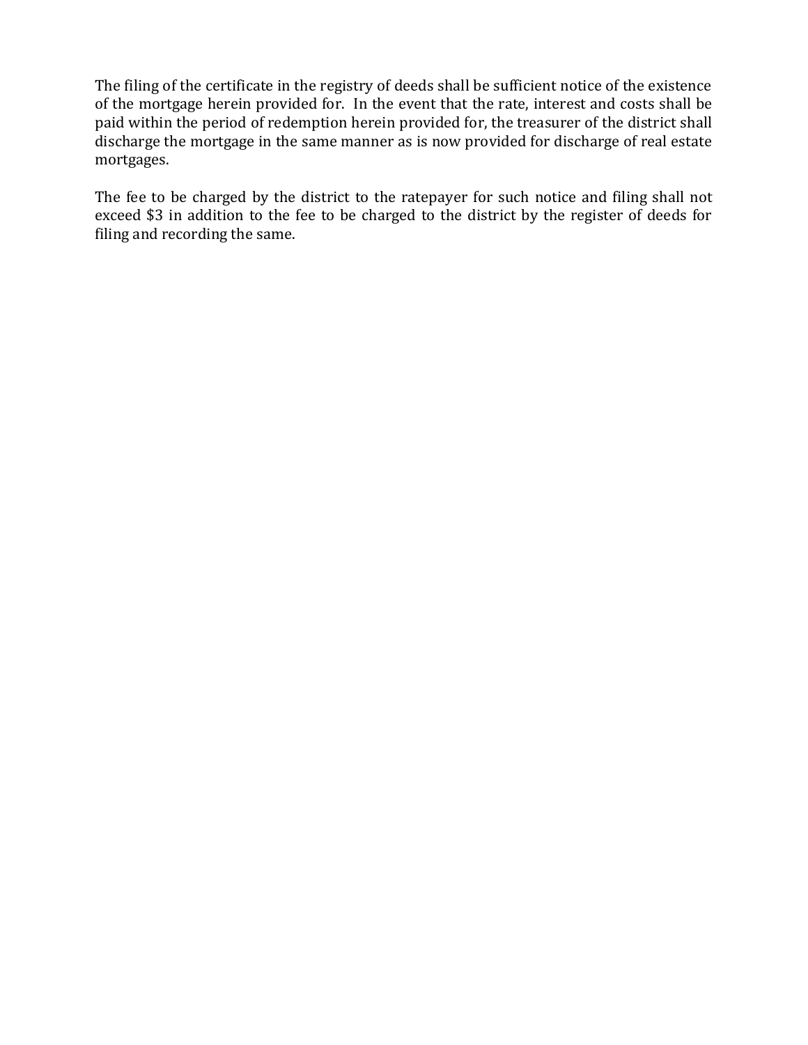The filing of the certificate in the registry of deeds shall be sufficient notice of the existence of the mortgage herein provided for. In the event that the rate, interest and costs shall be paid within the period of redemption herein provided for, the treasurer of the district shall discharge the mortgage in the same manner as is now provided for discharge of real estate mortgages.

The fee to be charged by the district to the ratepayer for such notice and filing shall not exceed $3 in addition to the fee to be charged to the district by the register of deeds for filing and recording the same.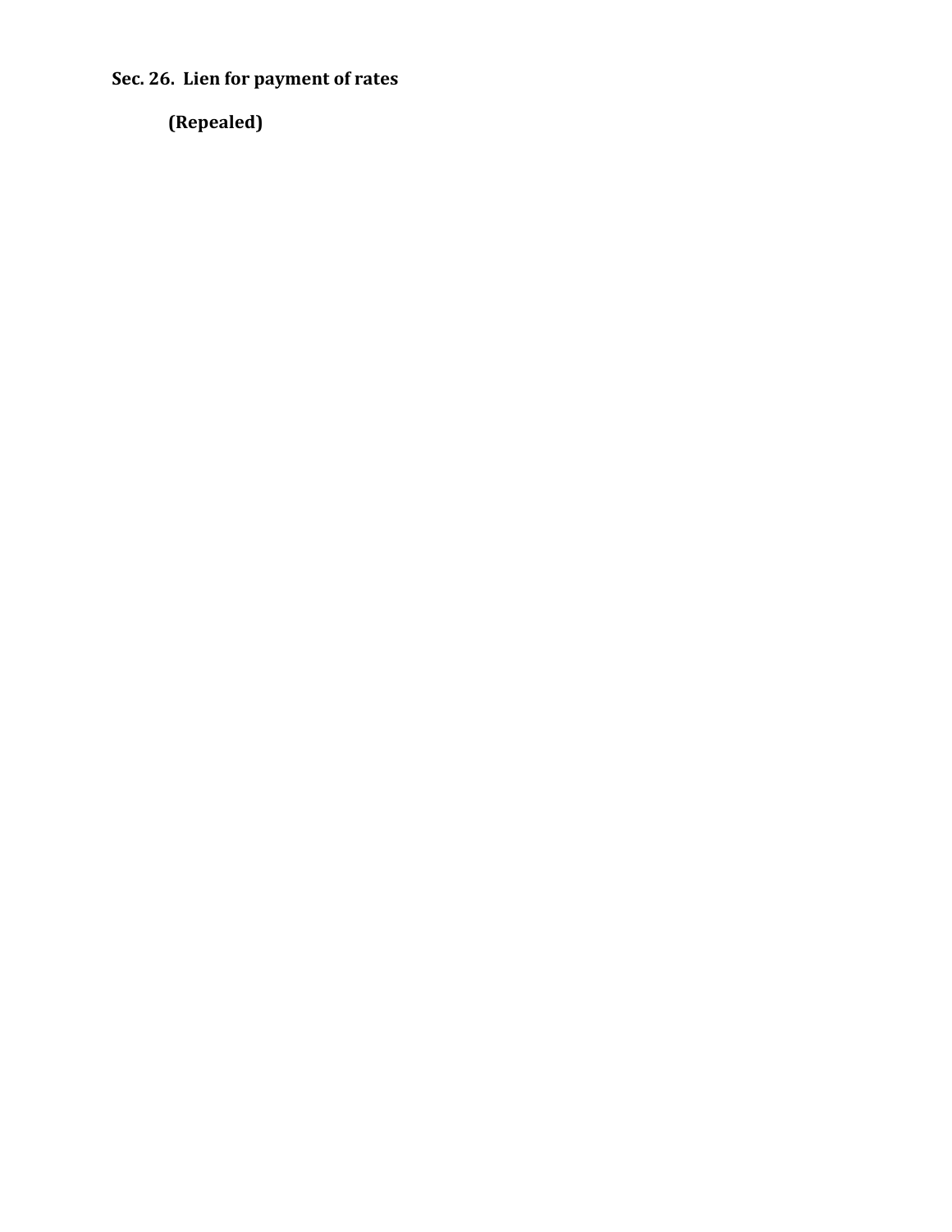**Sec. 26. Lien for payment of rates**

**(Repealed)**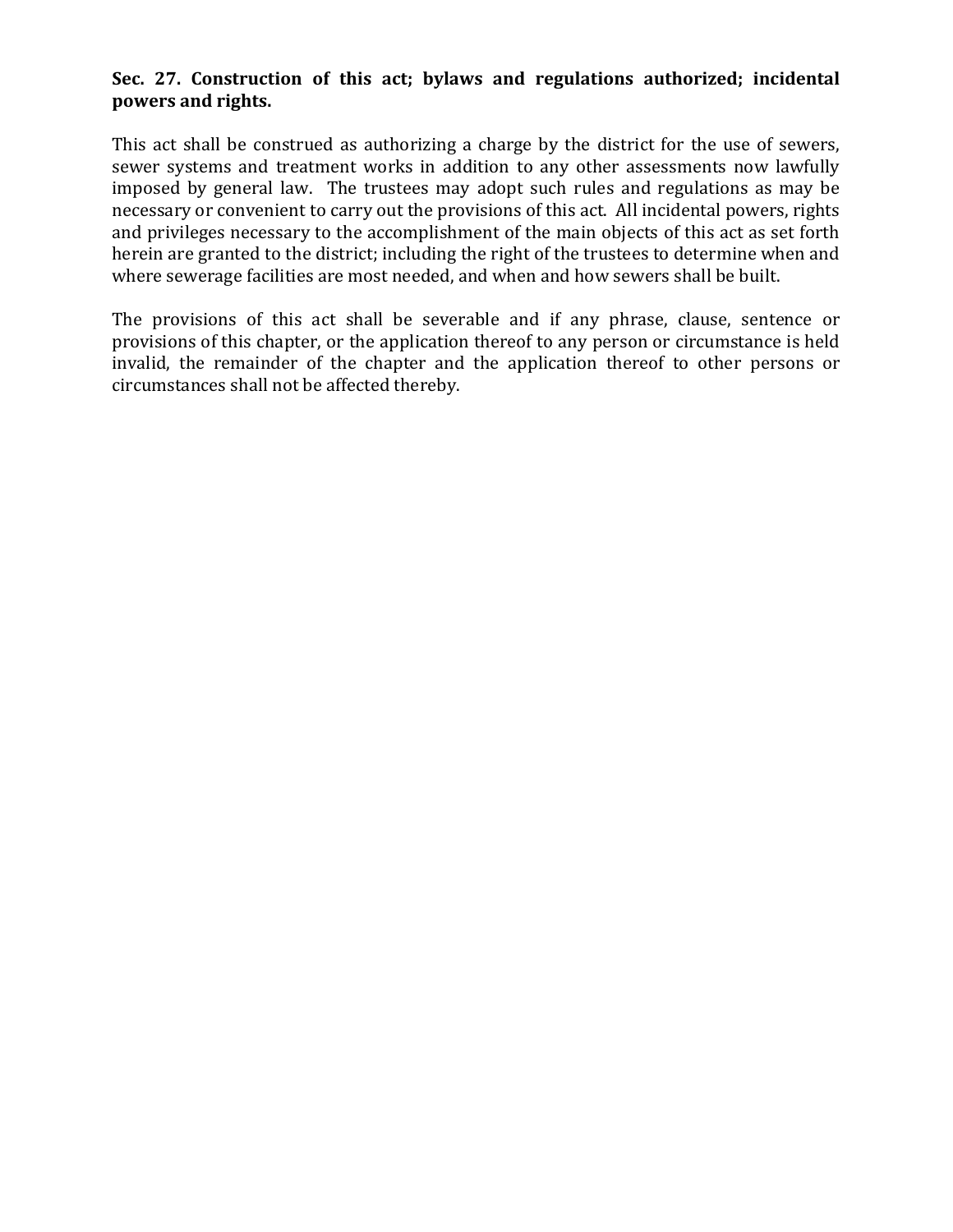**Sec. 27. Construction of this act; bylaws and regulations authorized; incidental powers and rights.**

This act shall be construed as authorizing a charge by the district for the use of sewers, sewer systems and treatment works in addition to any other assessments now lawfully imposed by general law. The trustees may adopt such rules and regulations as may be necessary or convenient to carry out the provisions of this act. All incidental powers, rights and privileges necessary to the accomplishment of the main objects of this act as set forth herein are granted to the district; including the right of the trustees to determine when and where sewerage facilities are most needed, and when and how sewers shall be built.

The provisions of this act shall be severable and if any phrase, clause, sentence or provisions of this chapter, or the application thereof to any person or circumstance is held invalid, the remainder of the chapter and the application thereof to other persons or circumstances shall not be affected thereby.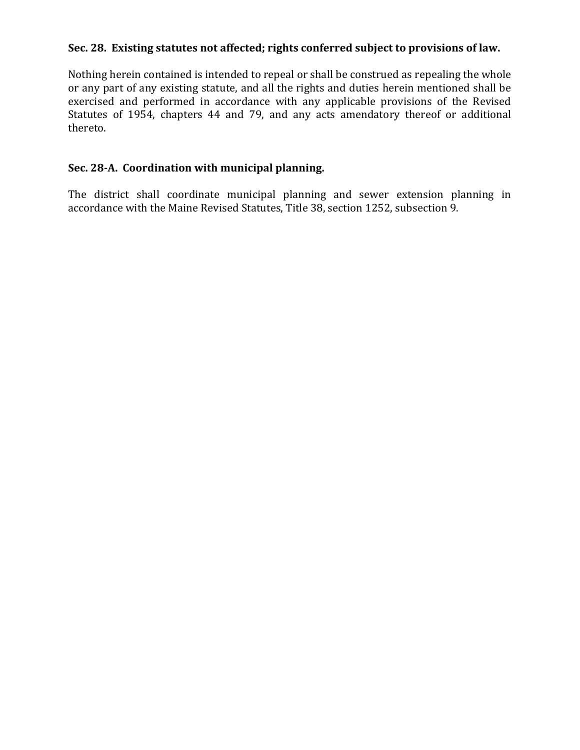**Sec. 28. Existing statutes not affected; rights conferred subject to provisions of law.**

Nothing herein contained is intended to repeal or shall be construed as repealing the whole or any part of any existing statute, and all the rights and duties herein mentioned shall be exercised and performed in accordance with any applicable provisions of the Revised Statutes of 1954, chapters 44 and 79, and any acts amendatory thereof or additional thereto.

**Sec. 28-A. Coordination with municipal planning.**

The district shall coordinate municipal planning and sewer extension planning in accordance with the Maine Revised Statutes, Title 38, section 1252, subsection 9.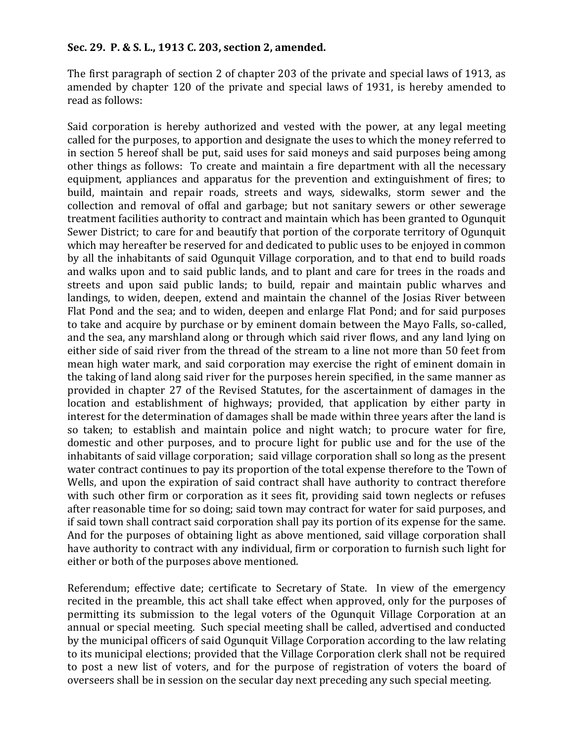**Sec. 29. P. & S. L., 1913 C. 203, section 2, amended.**

The first paragraph of section 2 of chapter 203 of the private and special laws of 1913, as amended by chapter 120 of the private and special laws of 1931, is hereby amended to read as follows:

Said corporation is hereby authorized and vested with the power, at any legal meeting called for the purposes, to apportion and designate the uses to which the money referred to in section 5 hereof shall be put, said uses for said moneys and said purposes being among other things as follows: To create and maintain a fire department with all the necessary equipment, appliances and apparatus for the prevention and extinguishment of fires; to build, maintain and repair roads, streets and ways, sidewalks, storm sewer and the collection and removal of offal and garbage; but not sanitary sewers or other sewerage treatment facilities authority to contract and maintain which has been granted to Ogunquit Sewer District; to care for and beautify that portion of the corporate territory of Ogunquit which may hereafter be reserved for and dedicated to public uses to be enjoyed in common by all the inhabitants of said Ogunquit Village corporation, and to that end to build roads and walks upon and to said public lands, and to plant and care for trees in the roads and streets and upon said public lands; to build, repair and maintain public wharves and landings, to widen, deepen, extend and maintain the channel of the Josias River between Flat Pond and the sea; and to widen, deepen and enlarge Flat Pond; and for said purposes to take and acquire by purchase or by eminent domain between the Mayo Falls, so-called, and the sea, any marshland along or through which said river flows, and any land lying on either side of said river from the thread of the stream to a line not more than 50 feet from mean high water mark, and said corporation may exercise the right of eminent domain in the taking of land along said river for the purposes herein specified, in the same manner as provided in chapter 27 of the Revised Statutes, for the ascertainment of damages in the location and establishment of highways; provided, that application by either party in interest for the determination of damages shall be made within three years after the land is so taken; to establish and maintain police and night watch; to procure water for fire, domestic and other purposes, and to procure light for public use and for the use of the inhabitants of said village corporation; said village corporation shall so long as the present water contract continues to pay its proportion of the total expense therefore to the Town of Wells, and upon the expiration of said contract shall have authority to contract therefore with such other firm or corporation as it sees fit, providing said town neglects or refuses after reasonable time for so doing; said town may contract for water for said purposes, and if said town shall contract said corporation shall pay its portion of its expense for the same. And for the purposes of obtaining light as above mentioned, said village corporation shall have authority to contract with any individual, firm or corporation to furnish such light for either or both of the purposes above mentioned.

Referendum; effective date; certificate to Secretary of State. In view of the emergency recited in the preamble, this act shall take effect when approved, only for the purposes of permitting its submission to the legal voters of the Ogunquit Village Corporation at an annual or special meeting. Such special meeting shall be called, advertised and conducted by the municipal officers of said Ogunquit Village Corporation according to the law relating to its municipal elections; provided that the Village Corporation clerk shall not be required to post a new list of voters, and for the purpose of registration of voters the board of overseers shall be in session on the secular day next preceding any such special meeting.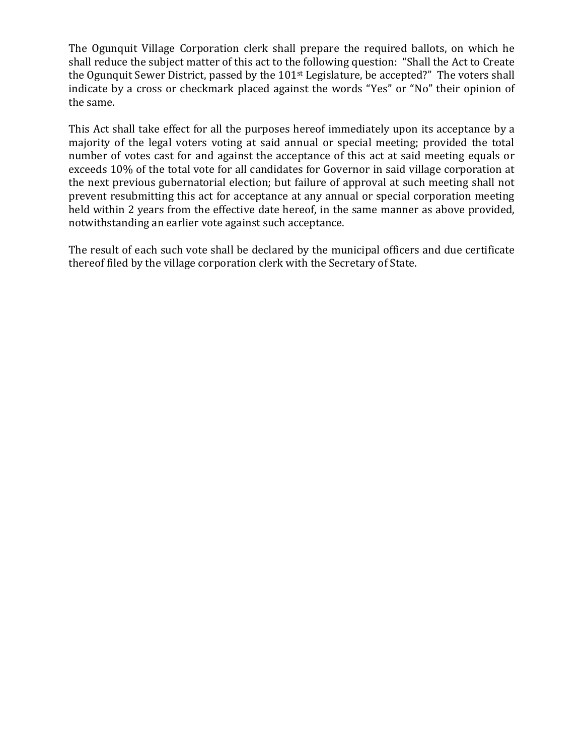The Ogunquit Village Corporation clerk shall prepare the required ballots, on which he shall reduce the subject matter of this act to the following question: "Shall the Act to Create the Ogunquit Sewer District, passed by the 101st Legislature, be accepted?" The voters shall indicate by a cross or checkmark placed against the words "Yes" or "No" their opinion of the same.

This Act shall take effect for all the purposes hereof immediately upon its acceptance by a majority of the legal voters voting at said annual or special meeting; provided the total number of votes cast for and against the acceptance of this act at said meeting equals or exceeds 10% of the total vote for all candidates for Governor in said village corporation at the next previous gubernatorial election; but failure of approval at such meeting shall not prevent resubmitting this act for acceptance at any annual or special corporation meeting held within 2 years from the effective date hereof, in the same manner as above provided, notwithstanding an earlier vote against such acceptance.

The result of each such vote shall be declared by the municipal officers and due certificate thereof filed by the village corporation clerk with the Secretary of State.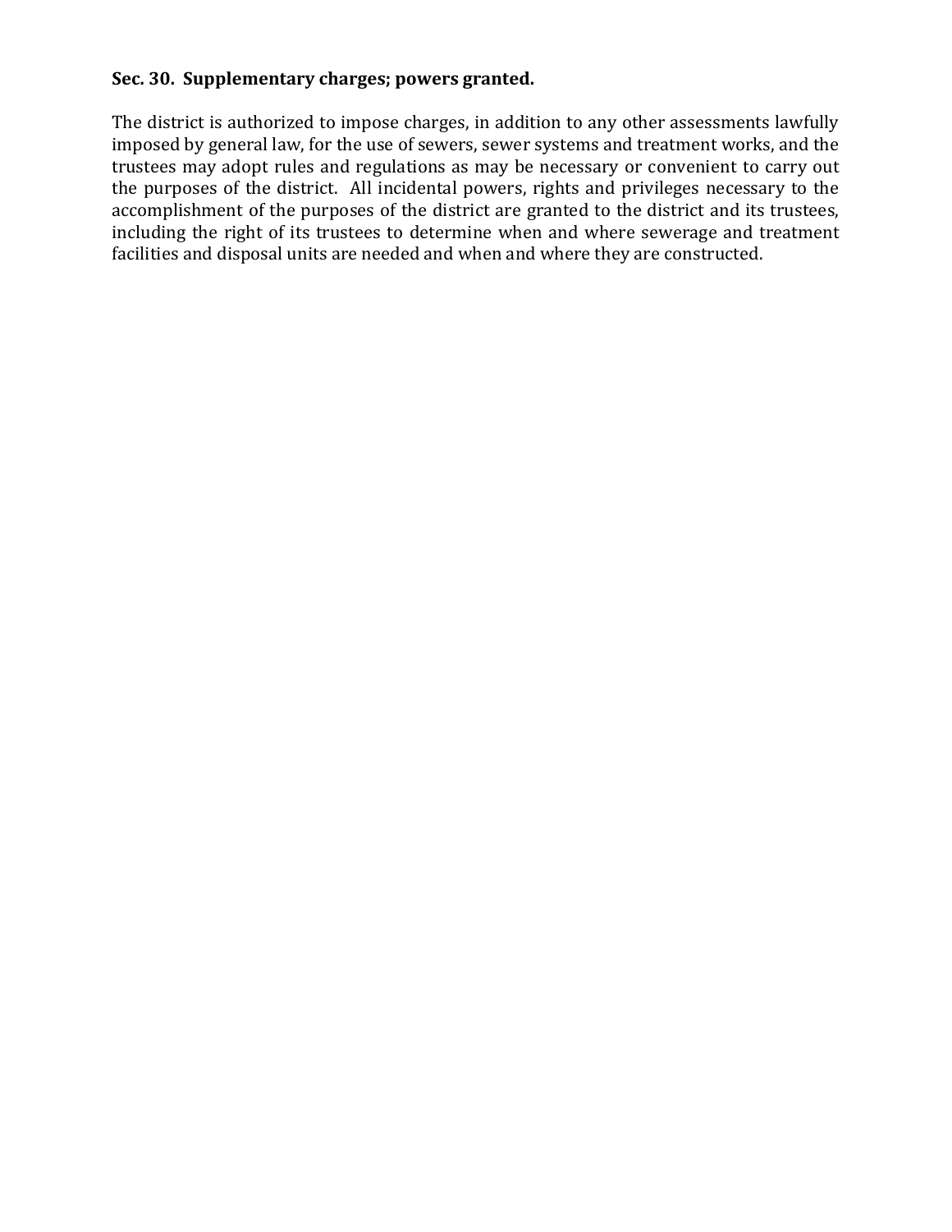**Sec. 30. Supplementary charges; powers granted.**

The district is authorized to impose charges, in addition to any other assessments lawfully imposed by general law, for the use of sewers, sewer systems and treatment works, and the trustees may adopt rules and regulations as may be necessary or convenient to carry out the purposes of the district. All incidental powers, rights and privileges necessary to the accomplishment of the purposes of the district are granted to the district and its trustees, including the right of its trustees to determine when and where sewerage and treatment facilities and disposal units are needed and when and where they are constructed.